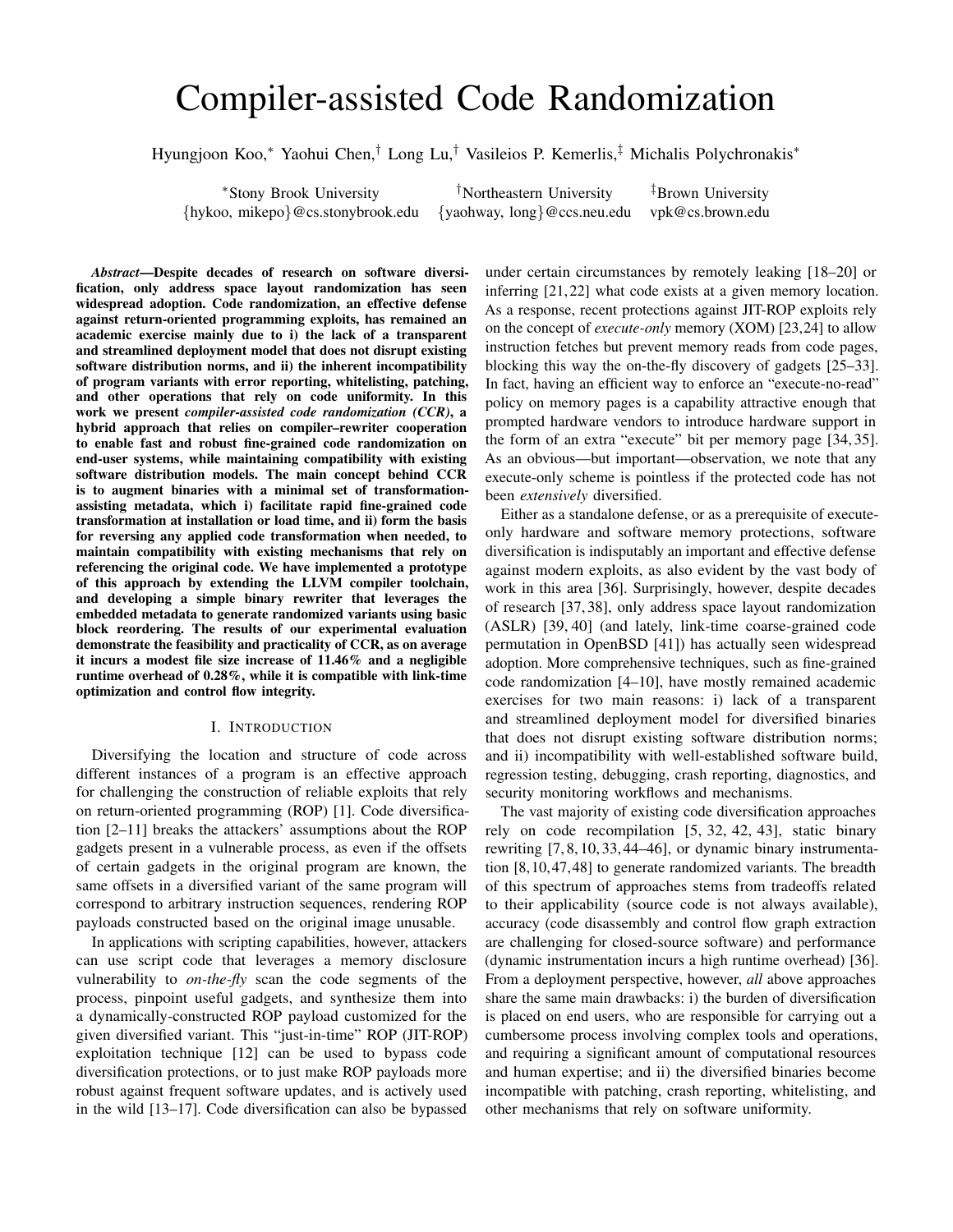# Compiler-assisted Code Randomization

Hyungjoon Koo,[*] Yaohui Chen,[†] Long Lu,[†] Vasileios P. Kemerlis,[‡] Michalis Polychronakis[*]

[*]Stony Brook University {hykoo, mikepo}@cs.stonybrook.edu

[†]Northeastern University {yaohway, long}@ccs.neu.edu

[‡]Brown University vpk@cs.brown.edu

***Abstract*—Despite decades of research on software diversification, only address space layout randomization has seen widespread adoption. Code randomization, an effective defense against return-oriented programming exploits, has remained an academic exercise mainly due to i) the lack of a transparent and streamlined deployment model that does not disrupt existing software distribution norms, and ii) the inherent incompatibility of program variants with error reporting, whitelisting, patching, and other operations that rely on code uniformity. In this work we present *compiler-assisted code randomization (CCR)*, a hybrid approach that relies on compiler–rewriter cooperation to enable fast and robust fine-grained code randomization on end-user systems, while maintaining compatibility with existing software distribution models. The main concept behind CCR is to augment binaries with a minimal set of transformation-assisting metadata, which i) facilitate rapid fine-grained code transformation at installation or load time, and ii) form the basis for reversing any applied code transformation when needed, to maintain compatibility with existing mechanisms that rely on referencing the original code. We have implemented a prototype of this approach by extending the LLVM compiler toolchain, and developing a simple binary rewriter that leverages the embedded metadata to generate randomized variants using basic block reordering. The results of our experimental evaluation demonstrate the feasibility and practicality of CCR, as on average it incurs a modest file size increase of 11.46% and a negligible runtime overhead of 0.28%, while it is compatible with link-time optimization and control flow integrity.**

## I. Introduction

Diversifying the location and structure of code across different instances of a program is an effective approach for challenging the construction of reliable exploits that rely on return-oriented programming (ROP) [1]. Code diversification [2–11] breaks the attackers' assumptions about the ROP gadgets present in a vulnerable process, as even if the offsets of certain gadgets in the original program are known, the same offsets in a diversified variant of the same program will correspond to arbitrary instruction sequences, rendering ROP payloads constructed based on the original image unusable.

In applications with scripting capabilities, however, attackers can use script code that leverages a memory disclosure vulnerability to *on-the-fly* scan the code segments of the process, pinpoint useful gadgets, and synthesize them into a dynamically-constructed ROP payload customized for the given diversified variant. This "just-in-time" ROP (JIT-ROP) exploitation technique [12] can be used to bypass code diversification protections, or to just make ROP payloads more robust against frequent software updates, and is actively used in the wild [13–17]. Code diversification can also be bypassed under certain circumstances by remotely leaking [18–20] or inferring [21, 22] what code exists at a given memory location. As a response, recent protections against JIT-ROP exploits rely on the concept of *execute-only* memory (XOM) [23, 24] to allow instruction fetches but prevent memory reads from code pages, blocking this way the on-the-fly discovery of gadgets [25–33]. In fact, having an efficient way to enforce an "execute-no-read" policy on memory pages is a capability attractive enough that prompted hardware vendors to introduce hardware support in the form of an extra "execute" bit per memory page [34, 35]. As an obvious—but important—observation, we note that any execute-only scheme is pointless if the protected code has not been *extensively* diversified.

Either as a standalone defense, or as a prerequisite of execute-only hardware and software memory protections, software diversification is indisputably an important and effective defense against modern exploits, as also evident by the vast body of work in this area [36]. Surprisingly, however, despite decades of research [37, 38], only address space layout randomization (ASLR) [39, 40] (and lately, link-time coarse-grained code permutation in OpenBSD [41]) has actually seen widespread adoption. More comprehensive techniques, such as fine-grained code randomization [4–10], have mostly remained academic exercises for two main reasons: i) lack of a transparent and streamlined deployment model for diversified binaries that does not disrupt existing software distribution norms; and ii) incompatibility with well-established software build, regression testing, debugging, crash reporting, diagnostics, and security monitoring workflows and mechanisms.

The vast majority of existing code diversification approaches rely on code recompilation [5, 32, 42, 43], static binary rewriting [7, 8, 10, 33, 44–46], or dynamic binary instrumentation [8, 10, 47, 48] to generate randomized variants. The breadth of this spectrum of approaches stems from tradeoffs related to their applicability (source code is not always available), accuracy (code disassembly and control flow graph extraction are challenging for closed-source software) and performance (dynamic instrumentation incurs a high runtime overhead) [36]. From a deployment perspective, however, *all* above approaches share the same main drawbacks: i) the burden of diversification is placed on end users, who are responsible for carrying out a cumbersome process involving complex tools and operations, and requiring a significant amount of computational resources and human expertise; and ii) the diversified binaries become incompatible with patching, crash reporting, whitelisting, and other mechanisms that rely on software uniformity.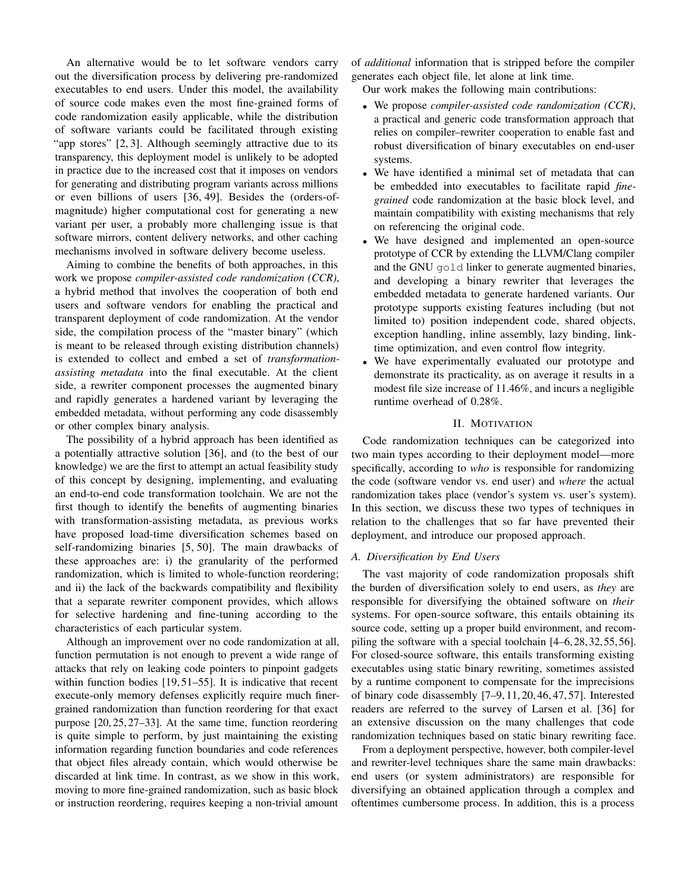An alternative would be to let software vendors carry out the diversification process by delivering pre-randomized executables to end users. Under this model, the availability of source code makes even the most fine-grained forms of code randomization easily applicable, while the distribution of software variants could be facilitated through existing "app stores" [2, 3]. Although seemingly attractive due to its transparency, this deployment model is unlikely to be adopted in practice due to the increased cost that it imposes on vendors for generating and distributing program variants across millions or even billions of users [36, 49]. Besides the (orders-of-magnitude) higher computational cost for generating a new variant per user, a probably more challenging issue is that software mirrors, content delivery networks, and other caching mechanisms involved in software delivery become useless.

Aiming to combine the benefits of both approaches, in this work we propose *compiler-assisted code randomization (CCR)*, a hybrid method that involves the cooperation of both end users and software vendors for enabling the practical and transparent deployment of code randomization. At the vendor side, the compilation process of the "master binary" (which is meant to be released through existing distribution channels) is extended to collect and embed a set of *transformation-assisting metadata* into the final executable. At the client side, a rewriter component processes the augmented binary and rapidly generates a hardened variant by leveraging the embedded metadata, without performing any code disassembly or other complex binary analysis.

The possibility of a hybrid approach has been identified as a potentially attractive solution [36], and (to the best of our knowledge) we are the first to attempt an actual feasibility study of this concept by designing, implementing, and evaluating an end-to-end code transformation toolchain. We are not the first though to identify the benefits of augmenting binaries with transformation-assisting metadata, as previous works have proposed load-time diversification schemes based on self-randomizing binaries [5, 50]. The main drawbacks of these approaches are: i) the granularity of the performed randomization, which is limited to whole-function reordering; and ii) the lack of the backwards compatibility and flexibility that a separate rewriter component provides, which allows for selective hardening and fine-tuning according to the characteristics of each particular system.

Although an improvement over no code randomization at all, function permutation is not enough to prevent a wide range of attacks that rely on leaking code pointers to pinpoint gadgets within function bodies [19, 51–55]. It is indicative that recent execute-only memory defenses explicitly require much finer-grained randomization than function reordering for that exact purpose [20, 25, 27–33]. At the same time, function reordering is quite simple to perform, by just maintaining the existing information regarding function boundaries and code references that object files already contain, which would otherwise be discarded at link time. In contrast, as we show in this work, moving to more fine-grained randomization, such as basic block or instruction reordering, requires keeping a non-trivial amount of *additional* information that is stripped before the compiler generates each object file, let alone at link time.

Our work makes the following main contributions:

- We propose *compiler-assisted code randomization (CCR)*, a practical and generic code transformation approach that relies on compiler–rewriter cooperation to enable fast and robust diversification of binary executables on end-user systems.
- We have identified a minimal set of metadata that can be embedded into executables to facilitate rapid *fine-grained* code randomization at the basic block level, and maintain compatibility with existing mechanisms that rely on referencing the original code.
- We have designed and implemented an open-source prototype of CCR by extending the LLVM/Clang compiler and the GNU `gold` linker to generate augmented binaries, and developing a binary rewriter that leverages the embedded metadata to generate hardened variants. Our prototype supports existing features including (but not limited to) position independent code, shared objects, exception handling, inline assembly, lazy binding, link-time optimization, and even control flow integrity.
- We have experimentally evaluated our prototype and demonstrate its practicality, as on average it results in a modest file size increase of 11.46%, and incurs a negligible runtime overhead of 0.28%.

## II. Motivation

Code randomization techniques can be categorized into two main types according to their deployment model—more specifically, according to *who* is responsible for randomizing the code (software vendor vs. end user) and *where* the actual randomization takes place (vendor's system vs. user's system). In this section, we discuss these two types of techniques in relation to the challenges that so far have prevented their deployment, and introduce our proposed approach.

### A. Diversification by End Users

The vast majority of code randomization proposals shift the burden of diversification solely to end users, as *they* are responsible for diversifying the obtained software on *their* systems. For open-source software, this entails obtaining its source code, setting up a proper build environment, and recompiling the software with a special toolchain [4–6, 28, 32, 55, 56]. For closed-source software, this entails transforming existing executables using static binary rewriting, sometimes assisted by a runtime component to compensate for the imprecisions of binary code disassembly [7–9, 11, 20, 46, 47, 57]. Interested readers are referred to the survey of Larsen et al. [36] for an extensive discussion on the many challenges that code randomization techniques based on static binary rewriting face.

From a deployment perspective, however, both compiler-level and rewriter-level techniques share the same main drawbacks: end users (or system administrators) are responsible for diversifying an obtained application through a complex and oftentimes cumbersome process. In addition, this is a process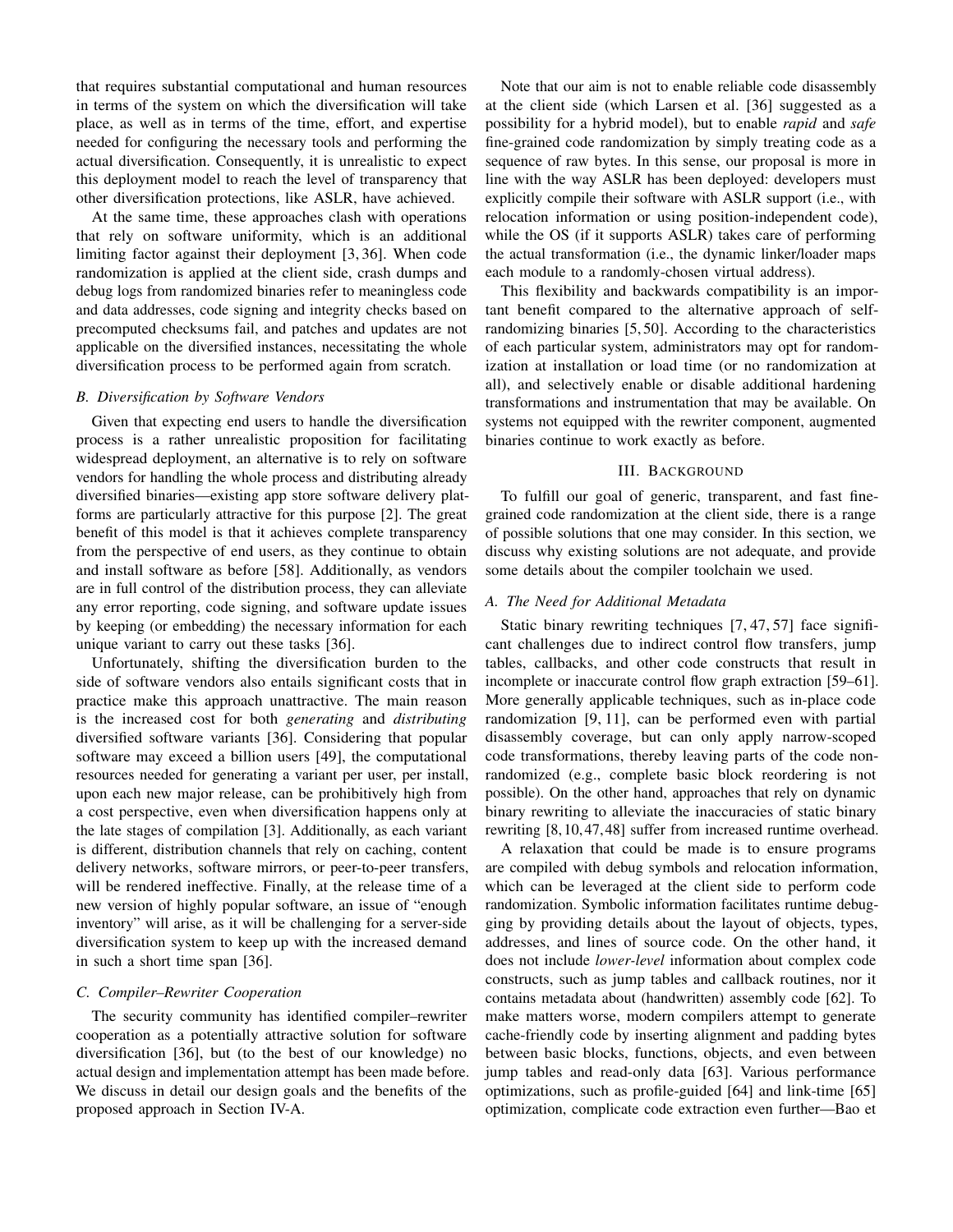that requires substantial computational and human resources in terms of the system on which the diversification will take place, as well as in terms of the time, effort, and expertise needed for configuring the necessary tools and performing the actual diversification. Consequently, it is unrealistic to expect this deployment model to reach the level of transparency that other diversification protections, like ASLR, have achieved.

At the same time, these approaches clash with operations that rely on software uniformity, which is an additional limiting factor against their deployment [3, 36]. When code randomization is applied at the client side, crash dumps and debug logs from randomized binaries refer to meaningless code and data addresses, code signing and integrity checks based on precomputed checksums fail, and patches and updates are not applicable on the diversified instances, necessitating the whole diversification process to be performed again from scratch.

### *B. Diversification by Software Vendors*

Given that expecting end users to handle the diversification process is a rather unrealistic proposition for facilitating widespread deployment, an alternative is to rely on software vendors for handling the whole process and distributing already diversified binaries—existing app store software delivery platforms are particularly attractive for this purpose [2]. The great benefit of this model is that it achieves complete transparency from the perspective of end users, as they continue to obtain and install software as before [58]. Additionally, as vendors are in full control of the distribution process, they can alleviate any error reporting, code signing, and software update issues by keeping (or embedding) the necessary information for each unique variant to carry out these tasks [36].

Unfortunately, shifting the diversification burden to the side of software vendors also entails significant costs that in practice make this approach unattractive. The main reason is the increased cost for both *generating* and *distributing* diversified software variants [36]. Considering that popular software may exceed a billion users [49], the computational resources needed for generating a variant per user, per install, upon each new major release, can be prohibitively high from a cost perspective, even when diversification happens only at the late stages of compilation [3]. Additionally, as each variant is different, distribution channels that rely on caching, content delivery networks, software mirrors, or peer-to-peer transfers, will be rendered ineffective. Finally, at the release time of a new version of highly popular software, an issue of "enough inventory" will arise, as it will be challenging for a server-side diversification system to keep up with the increased demand in such a short time span [36].

### *C. Compiler–Rewriter Cooperation*

The security community has identified compiler–rewriter cooperation as a potentially attractive solution for software diversification [36], but (to the best of our knowledge) no actual design and implementation attempt has been made before. We discuss in detail our design goals and the benefits of the proposed approach in Section IV-A.

Note that our aim is not to enable reliable code disassembly at the client side (which Larsen et al. [36] suggested as a possibility for a hybrid model), but to enable *rapid* and *safe* fine-grained code randomization by simply treating code as a sequence of raw bytes. In this sense, our proposal is more in line with the way ASLR has been deployed: developers must explicitly compile their software with ASLR support (i.e., with relocation information or using position-independent code), while the OS (if it supports ASLR) takes care of performing the actual transformation (i.e., the dynamic linker/loader maps each module to a randomly-chosen virtual address).

This flexibility and backwards compatibility is an important benefit compared to the alternative approach of self-randomizing binaries [5, 50]. According to the characteristics of each particular system, administrators may opt for randomization at installation or load time (or no randomization at all), and selectively enable or disable additional hardening transformations and instrumentation that may be available. On systems not equipped with the rewriter component, augmented binaries continue to work exactly as before.

## III. Background

To fulfill our goal of generic, transparent, and fast fine-grained code randomization at the client side, there is a range of possible solutions that one may consider. In this section, we discuss why existing solutions are not adequate, and provide some details about the compiler toolchain we used.

### *A. The Need for Additional Metadata*

Static binary rewriting techniques [7, 47, 57] face significant challenges due to indirect control flow transfers, jump tables, callbacks, and other code constructs that result in incomplete or inaccurate control flow graph extraction [59–61]. More generally applicable techniques, such as in-place code randomization [9, 11], can be performed even with partial disassembly coverage, but can only apply narrow-scoped code transformations, thereby leaving parts of the code non-randomized (e.g., complete basic block reordering is not possible). On the other hand, approaches that rely on dynamic binary rewriting to alleviate the inaccuracies of static binary rewriting [8, 10, 47, 48] suffer from increased runtime overhead.

A relaxation that could be made is to ensure programs are compiled with debug symbols and relocation information, which can be leveraged at the client side to perform code randomization. Symbolic information facilitates runtime debugging by providing details about the layout of objects, types, addresses, and lines of source code. On the other hand, it does not include *lower-level* information about complex code constructs, such as jump tables and callback routines, nor it contains metadata about (handwritten) assembly code [62]. To make matters worse, modern compilers attempt to generate cache-friendly code by inserting alignment and padding bytes between basic blocks, functions, objects, and even between jump tables and read-only data [63]. Various performance optimizations, such as profile-guided [64] and link-time [65] optimization, complicate code extraction even further—Bao et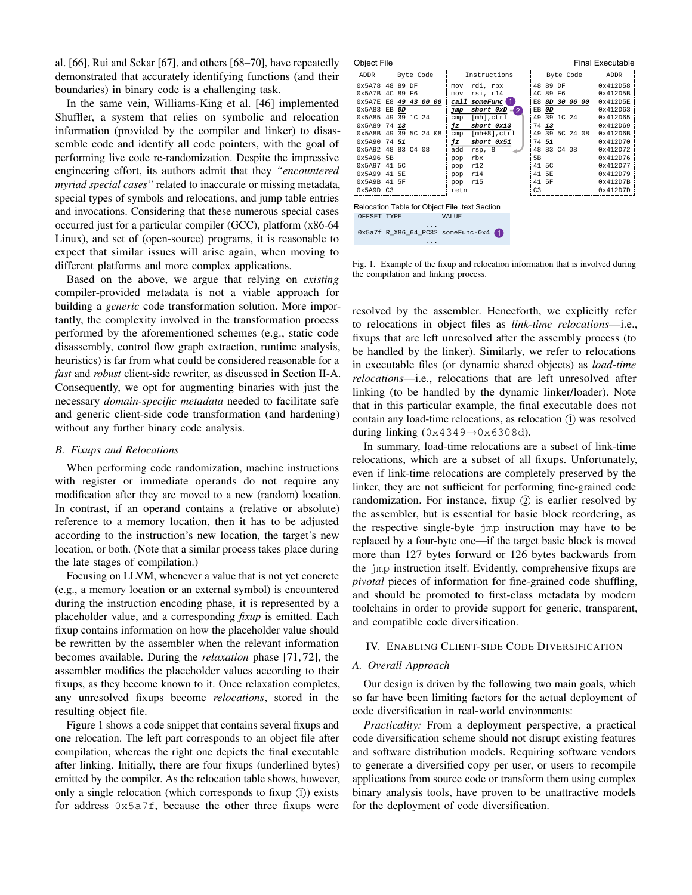al. [66], Rui and Sekar [67], and others [68–70], have repeatedly demonstrated that accurately identifying functions (and their boundaries) in binary code is a challenging task.

In the same vein, Williams-King et al. [46] implemented Shuffler, a system that relies on symbolic and relocation information (provided by the compiler and linker) to disassemble code and identify all code pointers, with the goal of performing live code re-randomization. Despite the impressive engineering effort, its authors admit that they *"encountered myriad special cases"* related to inaccurate or missing metadata, special types of symbols and relocations, and jump table entries and invocations. Considering that these numerous special cases occurred just for a particular compiler (GCC), platform (x86-64 Linux), and set of (open-source) programs, it is reasonable to expect that similar issues will arise again, when moving to different platforms and more complex applications.

Based on the above, we argue that relying on *existing* compiler-provided metadata is not a viable approach for building a *generic* code transformation solution. More importantly, the complexity involved in the transformation process performed by the aforementioned schemes (e.g., static code disassembly, control flow graph extraction, runtime analysis, heuristics) is far from what could be considered reasonable for a *fast* and *robust* client-side rewriter, as discussed in Section II-A. Consequently, we opt for augmenting binaries with just the necessary *domain-specific metadata* needed to facilitate safe and generic client-side code transformation (and hardening) without any further binary code analysis.

### B. Fixups and Relocations

When performing code randomization, machine instructions with register or immediate operands do not require any modification after they are moved to a new (random) location. In contrast, if an operand contains a (relative or absolute) reference to a memory location, then it has to be adjusted according to the instruction's new location, the target's new location, or both. (Note that a similar process takes place during the late stages of compilation.)

Focusing on LLVM, whenever a value that is not yet concrete (e.g., a memory location or an external symbol) is encountered during the instruction encoding phase, it is represented by a placeholder value, and a corresponding *fixup* is emitted. Each fixup contains information on how the placeholder value should be rewritten by the assembler when the relevant information becomes available. During the *relaxation* phase [71, 72], the assembler modifies the placeholder values according to their fixups, as they become known to it. Once relaxation completes, any unresolved fixups become *relocations*, stored in the resulting object file.

Figure 1 shows a code snippet that contains several fixups and one relocation. The left part corresponds to an object file after compilation, whereas the right one depicts the final executable after linking. Initially, there are four fixups (underlined bytes) emitted by the compiler. As the relocation table shows, however, only a single relocation (which corresponds to fixup ①) exists for address `0x5a7f`, because the other three fixups were

Object File / Final Executable

| ADDR | Byte Code | Instructions | Byte Code | ADDR |
|---|---|---|---|---|
| 0x5A78 | 48 89 DF | mov rdi, rbx | 48 89 DF | 0x412D58 |
| 0x5A7B | 4C 89 F6 | mov rsi, r14 | 4C 89 F6 | 0x412D5B |
| 0x5A7E | E8 ***49 43 00 00*** | ***call someFunc*** ① | E8 ***8D 30 06 00*** | 0x412D5E |
| 0x5A83 | EB ***0D*** | ***jmp short 0xD*** ② | EB ***0D*** | 0x412D63 |
| 0x5A85 | 49 39 1C 24 | cmp [mh],ctrl | 49 39 1C 24 | 0x412D65 |
| 0x5A89 | 74 ***13*** | ***jz short 0x13*** | 74 ***13*** | 0x412D69 |
| 0x5A8B | 49 39 5C 24 08 | cmp [mh+8],ctrl | 49 39 5C 24 08 | 0x412D6B |
| 0x5A90 | 74 ***51*** | ***jz short 0x51*** | 74 ***51*** | 0x412D70 |
| 0x5A92 | 48 83 C4 08 | add rsp, 8 | 48 83 C4 08 | 0x412D72 |
| 0x5A96 | 5B | pop rbx | 5B | 0x412D76 |
| 0x5A97 | 41 5C | pop r12 | 41 5C | 0x412D77 |
| 0x5A99 | 41 5E | pop r14 | 41 5E | 0x412D79 |
| 0x5A9B | 41 5F | pop r15 | 41 5F | 0x412D7B |
| 0x5A9D | C3 | retn | C3 | 0x412D7D |

Relocation Table for Object File .text Section

```
OFFSET TYPE            VALUE
                ...
0x5a7f R_X86_64_PC32 someFunc-0x4  ①
                ...
```

Fig. 1. Example of the fixup and relocation information that is involved during the compilation and linking process.

resolved by the assembler. Henceforth, we explicitly refer to relocations in object files as *link-time relocations*—i.e., fixups that are left unresolved after the assembly process (to be handled by the linker). Similarly, we refer to relocations in executable files (or dynamic shared objects) as *load-time relocations*—i.e., relocations that are left unresolved after linking (to be handled by the dynamic linker/loader). Note that in this particular example, the final executable does not contain any load-time relocations, as relocation ① was resolved during linking (`0x4349`→`0x6308d`).

In summary, load-time relocations are a subset of link-time relocations, which are a subset of all fixups. Unfortunately, even if link-time relocations are completely preserved by the linker, they are not sufficient for performing fine-grained code randomization. For instance, fixup ② is earlier resolved by the assembler, but is essential for basic block reordering, as the respective single-byte `jmp` instruction may have to be replaced by a four-byte one—if the target basic block is moved more than 127 bytes forward or 126 bytes backwards from the `jmp` instruction itself. Evidently, comprehensive fixups are *pivotal* pieces of information for fine-grained code shuffling, and should be promoted to first-class metadata by modern toolchains in order to provide support for generic, transparent, and compatible code diversification.

## IV. Enabling Client-side Code Diversification

### A. Overall Approach

Our design is driven by the following two main goals, which so far have been limiting factors for the actual deployment of code diversification in real-world environments:

*Practicality:* From a deployment perspective, a practical code diversification scheme should not disrupt existing features and software distribution models. Requiring software vendors to generate a diversified copy per user, or users to recompile applications from source code or transform them using complex binary analysis tools, have proven to be unattractive models for the deployment of code diversification.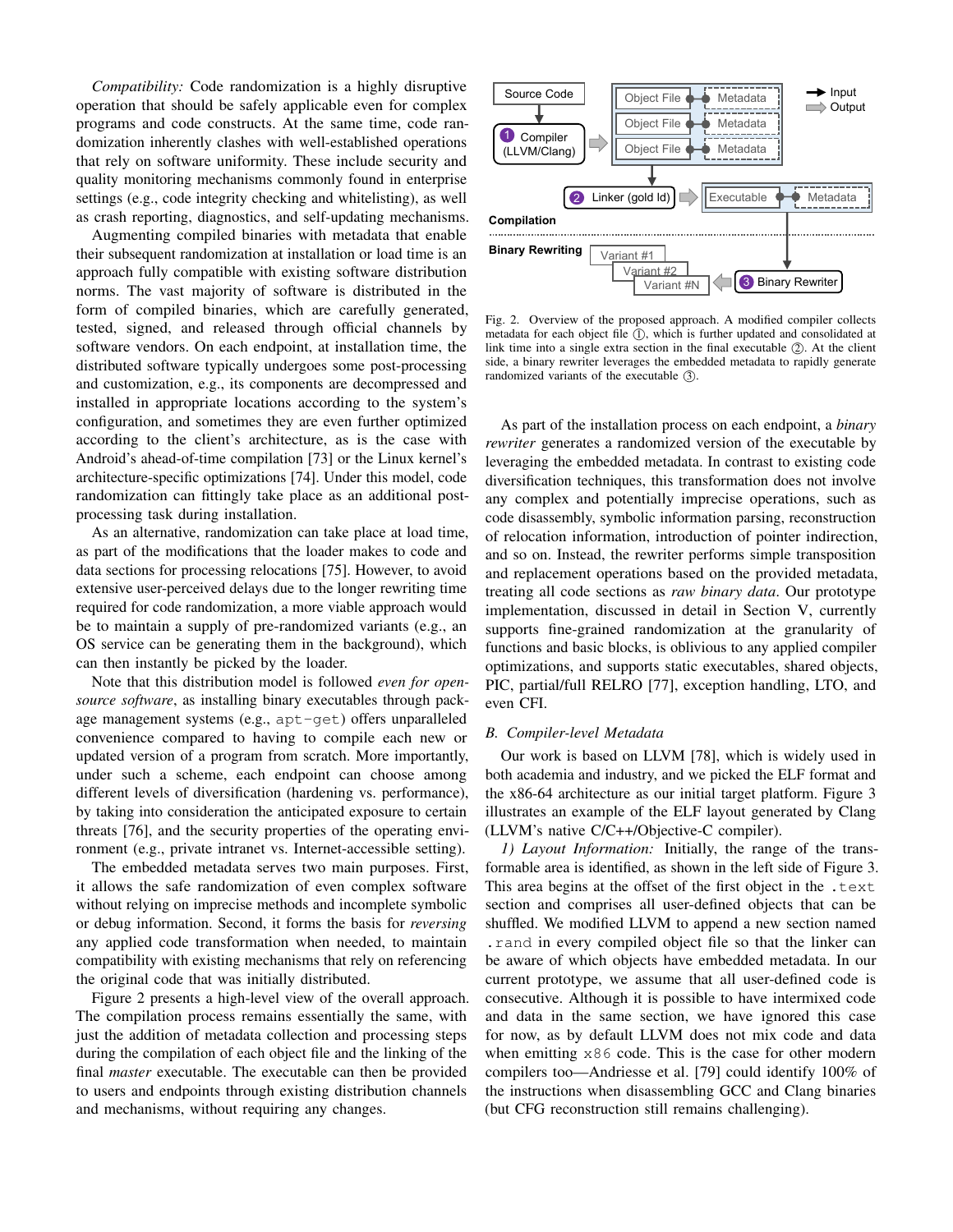*Compatibility:* Code randomization is a highly disruptive operation that should be safely applicable even for complex programs and code constructs. At the same time, code randomization inherently clashes with well-established operations that rely on software uniformity. These include security and quality monitoring mechanisms commonly found in enterprise settings (e.g., code integrity checking and whitelisting), as well as crash reporting, diagnostics, and self-updating mechanisms.

Augmenting compiled binaries with metadata that enable their subsequent randomization at installation or load time is an approach fully compatible with existing software distribution norms. The vast majority of software is distributed in the form of compiled binaries, which are carefully generated, tested, signed, and released through official channels by software vendors. On each endpoint, at installation time, the distributed software typically undergoes some post-processing and customization, e.g., its components are decompressed and installed in appropriate locations according to the system's configuration, and sometimes they are even further optimized according to the client's architecture, as is the case with Android's ahead-of-time compilation [73] or the Linux kernel's architecture-specific optimizations [74]. Under this model, code randomization can fittingly take place as an additional post-processing task during installation.

As an alternative, randomization can take place at load time, as part of the modifications that the loader makes to code and data sections for processing relocations [75]. However, to avoid extensive user-perceived delays due to the longer rewriting time required for code randomization, a more viable approach would be to maintain a supply of pre-randomized variants (e.g., an OS service can be generating them in the background), which can then instantly be picked by the loader.

Note that this distribution model is followed *even for open-source software*, as installing binary executables through package management systems (e.g., `apt-get`) offers unparalleled convenience compared to having to compile each new or updated version of a program from scratch. More importantly, under such a scheme, each endpoint can choose among different levels of diversification (hardening vs. performance), by taking into consideration the anticipated exposure to certain threats [76], and the security properties of the operating environment (e.g., private intranet vs. Internet-accessible setting).

The embedded metadata serves two main purposes. First, it allows the safe randomization of even complex software without relying on imprecise methods and incomplete symbolic or debug information. Second, it forms the basis for *reversing* any applied code transformation when needed, to maintain compatibility with existing mechanisms that rely on referencing the original code that was initially distributed.

Figure 2 presents a high-level view of the overall approach. The compilation process remains essentially the same, with just the addition of metadata collection and processing steps during the compilation of each object file and the linking of the final *master* executable. The executable can then be provided to users and endpoints through existing distribution channels and mechanisms, without requiring any changes.

Fig. 2. Overview of the proposed approach. A modified compiler collects metadata for each object file ①, which is further updated and consolidated at link time into a single extra section in the final executable ②. At the client side, a binary rewriter leverages the embedded metadata to rapidly generate randomized variants of the executable ③.

As part of the installation process on each endpoint, a *binary rewriter* generates a randomized version of the executable by leveraging the embedded metadata. In contrast to existing code diversification techniques, this transformation does not involve any complex and potentially imprecise operations, such as code disassembly, symbolic information parsing, reconstruction of relocation information, introduction of pointer indirection, and so on. Instead, the rewriter performs simple transposition and replacement operations based on the provided metadata, treating all code sections as *raw binary data*. Our prototype implementation, discussed in detail in Section V, currently supports fine-grained randomization at the granularity of functions and basic blocks, is oblivious to any applied compiler optimizations, and supports static executables, shared objects, PIC, partial/full RELRO [77], exception handling, LTO, and even CFI.

### B. Compiler-level Metadata

Our work is based on LLVM [78], which is widely used in both academia and industry, and we picked the ELF format and the x86-64 architecture as our initial target platform. Figure 3 illustrates an example of the ELF layout generated by Clang (LLVM's native C/C++/Objective-C compiler).

*1) Layout Information:* Initially, the range of the transformable area is identified, as shown in the left side of Figure 3. This area begins at the offset of the first object in the `.text` section and comprises all user-defined objects that can be shuffled. We modified LLVM to append a new section named `.rand` in every compiled object file so that the linker can be aware of which objects have embedded metadata. In our current prototype, we assume that all user-defined code is consecutive. Although it is possible to have intermixed code and data in the same section, we have ignored this case for now, as by default LLVM does not mix code and data when emitting `x86` code. This is the case for other modern compilers too—Andriesse et al. [79] could identify 100% of the instructions when disassembling GCC and Clang binaries (but CFG reconstruction still remains challenging).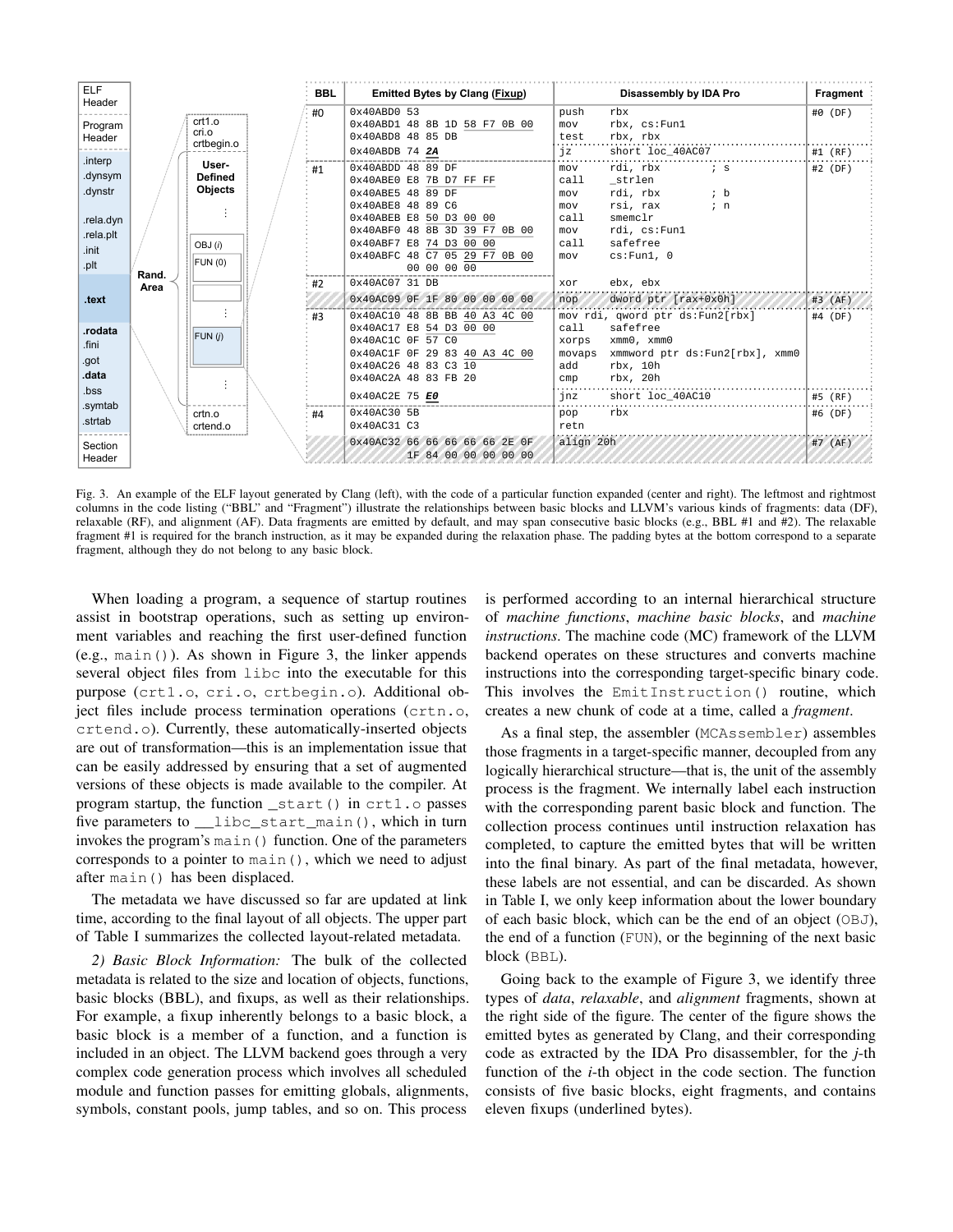ELF Header

Program Header

.interp
.dynsym
.dynstr

.rela.dyn
.rela.plt
.init
.plt

.text

.rodata
.fini
.got
.data
.bss
.symtab
.strtab

Section Header

Rand. Area

crt1.o
cri.o
crtbegin.o

User-Defined Objects

OBJ (*i*)

FUN (0)

FUN (*j*)

crtn.o
crtend.o

| BBL | Emitted Bytes by Clang (Fixup) | Disassembly by IDA Pro | Fragment |
|---|---|---|---|
| #0 | 0x40ABD0 53 | push rbx | #0 (DF) |
| | 0x40ABD1 48 8B 1D 58 F7 0B 00 | mov rbx, cs:Fun1 | |
| | 0x40ABD8 48 85 DB | test rbx, rbx | |
| | 0x40ABDB 74 2A | jz short loc_40AC07 | #1 (RF) |
| #1 | 0x40ABDD 48 89 DF | mov rdi, rbx ; s | #2 (DF) |
| | 0x40ABE0 E8 7B D7 FF FF | call _strlen | |
| | 0x40ABE5 48 89 DF | mov rdi, rbx ; b | |
| | 0x40ABE8 48 89 C6 | mov rsi, rax ; n | |
| | 0x40ABEB E8 50 D3 00 00 | call smemclr | |
| | 0x40ABF0 48 8B 3D 39 F7 0B 00 | mov rdi, cs:Fun1 | |
| | 0x40ABF7 E8 74 D3 00 00 | call safefree | |
| | 0x40ABFC 48 C7 05 29 F7 0B 00 00 00 00 00 | mov cs:Fun1, 0 | |
| #2 | 0x40AC07 31 DB | xor ebx, ebx | |
| | 0x40AC09 0F 1F 80 00 00 00 00 | nop dword ptr [rax+0x0h] | #3 (AF) |
| #3 | 0x40AC10 48 8B BB 40 A3 4C 00 | mov rdi, qword ptr ds:Fun2[rbx] | #4 (DF) |
| | 0x40AC17 E8 54 D3 00 00 | call safefree | |
| | 0x40AC1C 0F 57 C0 | xorps xmm0, xmm0 | |
| | 0x40AC1F 0F 29 83 40 A3 4C 00 | movaps xmmword ptr ds:Fun2[rbx], xmm0 | |
| | 0x40AC26 48 83 C3 10 | add rbx, 10h | |
| | 0x40AC2A 48 83 FB 20 | cmp rbx, 20h | |
| | 0x40AC2E 75 E0 | jnz short loc_40AC10 | #5 (RF) |
| #4 | 0x40AC30 5B | pop rbx | #6 (DF) |
| | 0x40AC31 C3 | retn | |
| | 0x40AC32 66 66 66 66 66 2E 0F 1F 84 00 00 00 00 00 | align 20h | #7 (AF) |

Fig. 3. An example of the ELF layout generated by Clang (left), with the code of a particular function expanded (center and right). The leftmost and rightmost columns in the code listing ("BBL" and "Fragment") illustrate the relationships between basic blocks and LLVM's various kinds of fragments: data (DF), relaxable (RF), and alignment (AF). Data fragments are emitted by default, and may span consecutive basic blocks (e.g., BBL #1 and #2). The relaxable fragment #1 is required for the branch instruction, as it may be expanded during the relaxation phase. The padding bytes at the bottom correspond to a separate fragment, although they do not belong to any basic block.

When loading a program, a sequence of startup routines assist in bootstrap operations, such as setting up environment variables and reaching the first user-defined function (e.g., `main()`). As shown in Figure 3, the linker appends several object files from `libc` into the executable for this purpose (`crt1.o`, `cri.o`, `crtbegin.o`). Additional object files include process termination operations (`crtn.o`, `crtend.o`). Currently, these automatically-inserted objects are out of transformation—this is an implementation issue that can be easily addressed by ensuring that a set of augmented versions of these objects is made available to the compiler. At program startup, the function `_start()` in `crt1.o` passes five parameters to `__libc_start_main()`, which in turn invokes the program's `main()` function. One of the parameters corresponds to a pointer to `main()`, which we need to adjust after `main()` has been displaced.

The metadata we have discussed so far are updated at link time, according to the final layout of all objects. The upper part of Table I summarizes the collected layout-related metadata.

*2) Basic Block Information:* The bulk of the collected metadata is related to the size and location of objects, functions, basic blocks (BBL), and fixups, as well as their relationships. For example, a fixup inherently belongs to a basic block, a basic block is a member of a function, and a function is included in an object. The LLVM backend goes through a very complex code generation process which involves all scheduled module and function passes for emitting globals, alignments, symbols, constant pools, jump tables, and so on. This process is performed according to an internal hierarchical structure of *machine functions*, *machine basic blocks*, and *machine instructions*. The machine code (MC) framework of the LLVM backend operates on these structures and converts machine instructions into the corresponding target-specific binary code. This involves the `EmitInstruction()` routine, which creates a new chunk of code at a time, called a *fragment*.

As a final step, the assembler (`MCAssembler`) assembles those fragments in a target-specific manner, decoupled from any logically hierarchical structure—that is, the unit of the assembly process is the fragment. We internally label each instruction with the corresponding parent basic block and function. The collection process continues until instruction relaxation has completed, to capture the emitted bytes that will be written into the final binary. As part of the final metadata, however, these labels are not essential, and can be discarded. As shown in Table I, we only keep information about the lower boundary of each basic block, which can be the end of an object (`OBJ`), the end of a function (`FUN`), or the beginning of the next basic block (`BBL`).

Going back to the example of Figure 3, we identify three types of *data*, *relaxable*, and *alignment* fragments, shown at the right side of the figure. The center of the figure shows the emitted bytes as generated by Clang, and their corresponding code as extracted by the IDA Pro disassembler, for the *j*-th function of the *i*-th object in the code section. The function consists of five basic blocks, eight fragments, and contains eleven fixups (underlined bytes).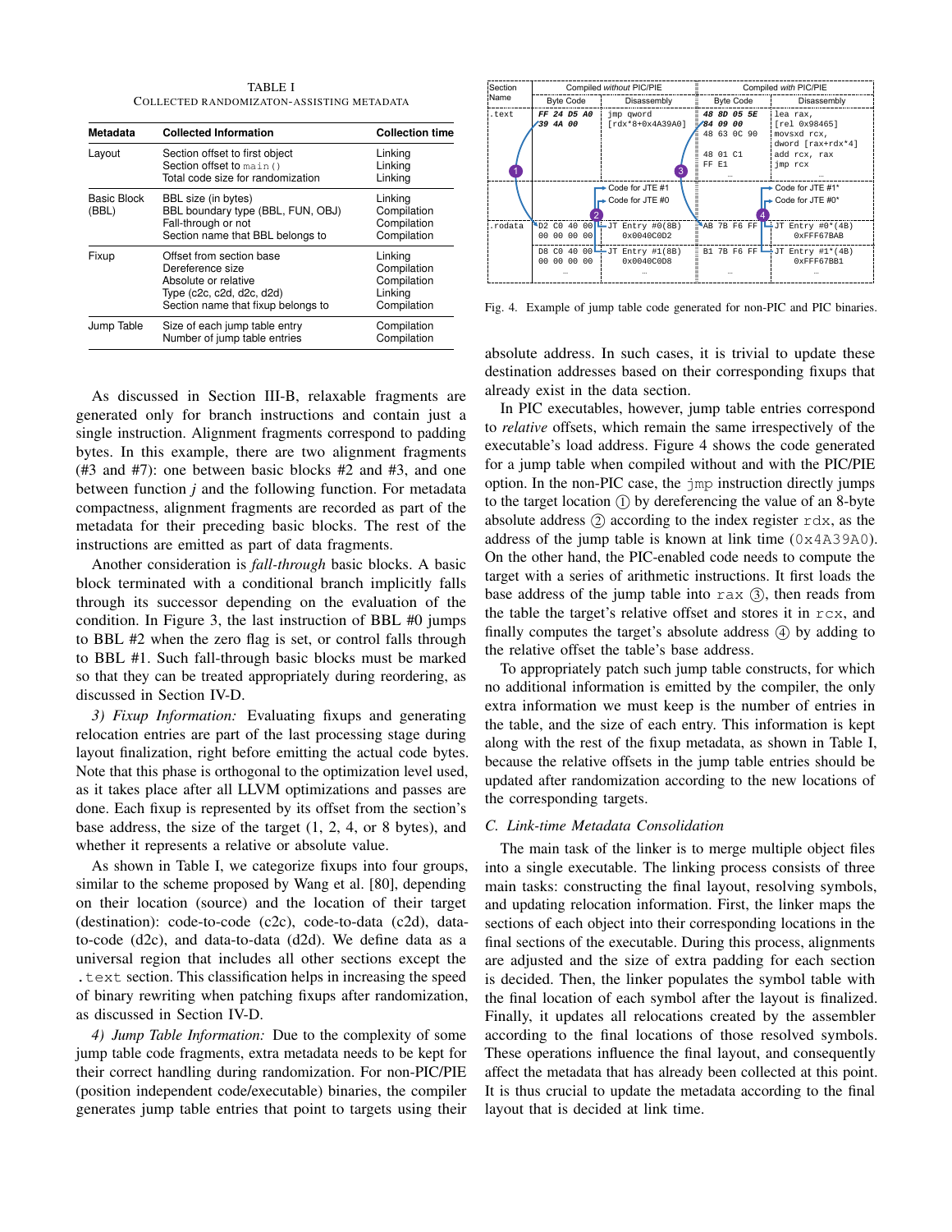TABLE I
COLLECTED RANDOMIZATON-ASSISTING METADATA

| Metadata | Collected Information | Collection time |
|---|---|---|
| Layout | Section offset to first object<br>Section offset to `main()`<br>Total code size for randomization | Linking<br>Linking<br>Linking |
| Basic Block (BBL) | BBL size (in bytes)<br>BBL boundary type (BBL, FUN, OBJ)<br>Fall-through or not<br>Section name that BBL belongs to | Linking<br>Compilation<br>Compilation<br>Compilation |
| Fixup | Offset from section base<br>Dereference size<br>Absolute or relative<br>Type (c2c, c2d, d2c, d2d)<br>Section name that fixup belongs to | Linking<br>Compilation<br>Compilation<br>Linking<br>Compilation |
| Jump Table | Size of each jump table entry<br>Number of jump table entries | Compilation<br>Compilation |

As discussed in Section III-B, relaxable fragments are generated only for branch instructions and contain just a single instruction. Alignment fragments correspond to padding bytes. In this example, there are two alignment fragments (#3 and #7): one between basic blocks #2 and #3, and one between function *j* and the following function. For metadata compactness, alignment fragments are recorded as part of the metadata for their preceding basic blocks. The rest of the instructions are emitted as part of data fragments.

Another consideration is *fall-through* basic blocks. A basic block terminated with a conditional branch implicitly falls through its successor depending on the evaluation of the condition. In Figure 3, the last instruction of BBL #0 jumps to BBL #2 when the zero flag is set, or control falls through to BBL #1. Such fall-through basic blocks must be marked so that they can be treated appropriately during reordering, as discussed in Section IV-D.

*3) Fixup Information:* Evaluating fixups and generating relocation entries are part of the last processing stage during layout finalization, right before emitting the actual code bytes. Note that this phase is orthogonal to the optimization level used, as it takes place after all LLVM optimizations and passes are done. Each fixup is represented by its offset from the section's base address, the size of the target (1, 2, 4, or 8 bytes), and whether it represents a relative or absolute value.

As shown in Table I, we categorize fixups into four groups, similar to the scheme proposed by Wang et al. [80], depending on their location (source) and the location of their target (destination): code-to-code (c2c), code-to-data (c2d), data-to-code (d2c), and data-to-data (d2d). We define data as a universal region that includes all other sections except the `.text` section. This classification helps in increasing the speed of binary rewriting when patching fixups after randomization, as discussed in Section IV-D.

*4) Jump Table Information:* Due to the complexity of some jump table code fragments, extra metadata needs to be kept for their correct handling during randomization. For non-PIC/PIE (position independent code/executable) binaries, the compiler generates jump table entries that point to targets using their

| Section Name | Compiled *without* PIC/PIE: Byte Code | Compiled *without* PIC/PIE: Disassembly | Compiled *with* PIC/PIE: Byte Code | Compiled *with* PIC/PIE: Disassembly |
|---|---|---|---|---|
| .text | FF 24 D5 A0 39 4A 00 | jmp qword [rdx*8+0x4A39A0] | 48 8D 05 5E 84 09 00<br>48 63 0C 90<br>48 01 C1<br>FF E1<br>… | lea rax, [rel 0x98465]<br>movsxd rcx, dword [rax+rdx*4]<br>add rcx, rax<br>jmp rcx<br>… |
| | | Code for JTE #1<br>Code for JTE #0 | | Code for JTE #1*<br>Code for JTE #0* |
| .rodata | D2 C0 40 00 00 00 00 00<br>D8 C0 40 00 00 00 00 00<br>… | JT Entry #0(8B) 0x0040C0D2<br>JT Entry #1(8B) 0x0040C0D8<br>… | AB 7B F6 FF<br>B1 7B F6 FF<br>… | JT Entry #0*(4B) 0xFFF67BAB<br>JT Entry #1*(4B) 0xFFF67BB1<br>… |

Fig. 4. Example of jump table code generated for non-PIC and PIC binaries.

absolute address. In such cases, it is trivial to update these destination addresses based on their corresponding fixups that already exist in the data section.

In PIC executables, however, jump table entries correspond to *relative* offsets, which remain the same irrespectively of the executable's load address. Figure 4 shows the code generated for a jump table when compiled without and with the PIC/PIE option. In the non-PIC case, the `jmp` instruction directly jumps to the target location ① by dereferencing the value of an 8-byte absolute address ② according to the index register `rdx`, as the address of the jump table is known at link time (`0x4A39A0`). On the other hand, the PIC-enabled code needs to compute the target with a series of arithmetic instructions. It first loads the base address of the jump table into `rax` ③, then reads from the table the target's relative offset and stores it in `rcx`, and finally computes the target's absolute address ④ by adding to the relative offset the table's base address.

To appropriately patch such jump table constructs, for which no additional information is emitted by the compiler, the only extra information we must keep is the number of entries in the table, and the size of each entry. This information is kept along with the rest of the fixup metadata, as shown in Table I, because the relative offsets in the jump table entries should be updated after randomization according to the new locations of the corresponding targets.

### C. Link-time Metadata Consolidation

The main task of the linker is to merge multiple object files into a single executable. The linking process consists of three main tasks: constructing the final layout, resolving symbols, and updating relocation information. First, the linker maps the sections of each object into their corresponding locations in the final sections of the executable. During this process, alignments are adjusted and the size of extra padding for each section is decided. Then, the linker populates the symbol table with the final location of each symbol after the layout is finalized. Finally, it updates all relocations created by the assembler according to the final locations of those resolved symbols. These operations influence the final layout, and consequently affect the metadata that has already been collected at this point. It is thus crucial to update the metadata according to the final layout that is decided at link time.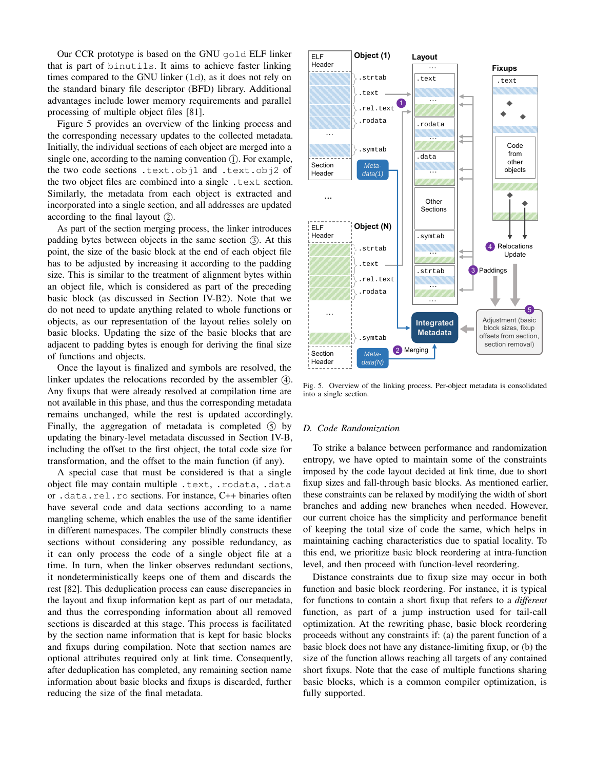Our CCR prototype is based on the GNU `gold` ELF linker that is part of `binutils`. It aims to achieve faster linking times compared to the GNU linker (`ld`), as it does not rely on the standard binary file descriptor (BFD) library. Additional advantages include lower memory requirements and parallel processing of multiple object files [81].

Figure 5 provides an overview of the linking process and the corresponding necessary updates to the collected metadata. Initially, the individual sections of each object are merged into a single one, according to the naming convention ①. For example, the two code sections `.text.obj1` and `.text.obj2` of the two object files are combined into a single `.text` section. Similarly, the metadata from each object is extracted and incorporated into a single section, and all addresses are updated according to the final layout ②.

As part of the section merging process, the linker introduces padding bytes between objects in the same section ③. At this point, the size of the basic block at the end of each object file has to be adjusted by increasing it according to the padding size. This is similar to the treatment of alignment bytes within an object file, which is considered as part of the preceding basic block (as discussed in Section IV-B2). Note that we do not need to update anything related to whole functions or objects, as our representation of the layout relies solely on basic blocks. Updating the size of the basic blocks that are adjacent to padding bytes is enough for deriving the final size of functions and objects.

Once the layout is finalized and symbols are resolved, the linker updates the relocations recorded by the assembler ④. Any fixups that were already resolved at compilation time are not available in this phase, and thus the corresponding metadata remains unchanged, while the rest is updated accordingly. Finally, the aggregation of metadata is completed ⑤ by updating the binary-level metadata discussed in Section IV-B, including the offset to the first object, the total code size for transformation, and the offset to the main function (if any).

A special case that must be considered is that a single object file may contain multiple `.text`, `.rodata`, `.data` or `.data.rel.ro` sections. For instance, C++ binaries often have several code and data sections according to a name mangling scheme, which enables the use of the same identifier in different namespaces. The compiler blindly constructs these sections without considering any possible redundancy, as it can only process the code of a single object file at a time. In turn, when the linker observes redundant sections, it nondeterministically keeps one of them and discards the rest [82]. This deduplication process can cause discrepancies in the layout and fixup information kept as part of our metadata, and thus the corresponding information about all removed sections is discarded at this stage. This process is facilitated by the section name information that is kept for basic blocks and fixups during compilation. Note that section names are optional attributes required only at link time. Consequently, after deduplication has completed, any remaining section name information about basic blocks and fixups is discarded, further reducing the size of the final metadata.

ELF Header
Object (1)
.strtab
.text
.rel.text
.rodata
...
.symtab
Section Header
Meta-data(1)
...
ELF Header
Object (N)
.strtab
.text
.rel.text
.rodata
...
.symtab
Section Header
Meta-data(N)
Layout
...
.text
...
.rodata
...
.data
...
Other Sections
.symtab
...
.strtab
...
...
Fixups
.text
Code from other objects
1
2 Merging
3 Paddings
4 Relocations Update
5
Integrated Metadata
Adjustment (basic block sizes, fixup offsets from section, section removal)

Fig. 5. Overview of the linking process. Per-object metadata is consolidated into a single section.

### D. Code Randomization

To strike a balance between performance and randomization entropy, we have opted to maintain some of the constraints imposed by the code layout decided at link time, due to short fixup sizes and fall-through basic blocks. As mentioned earlier, these constraints can be relaxed by modifying the width of short branches and adding new branches when needed. However, our current choice has the simplicity and performance benefit of keeping the total size of code the same, which helps in maintaining caching characteristics due to spatial locality. To this end, we prioritize basic block reordering at intra-function level, and then proceed with function-level reordering.

Distance constraints due to fixup size may occur in both function and basic block reordering. For instance, it is typical for functions to contain a short fixup that refers to a *different* function, as part of a jump instruction used for tail-call optimization. At the rewriting phase, basic block reordering proceeds without any constraints if: (a) the parent function of a basic block does not have any distance-limiting fixup, or (b) the size of the function allows reaching all targets of any contained short fixups. Note that the case of multiple functions sharing basic blocks, which is a common compiler optimization, is fully supported.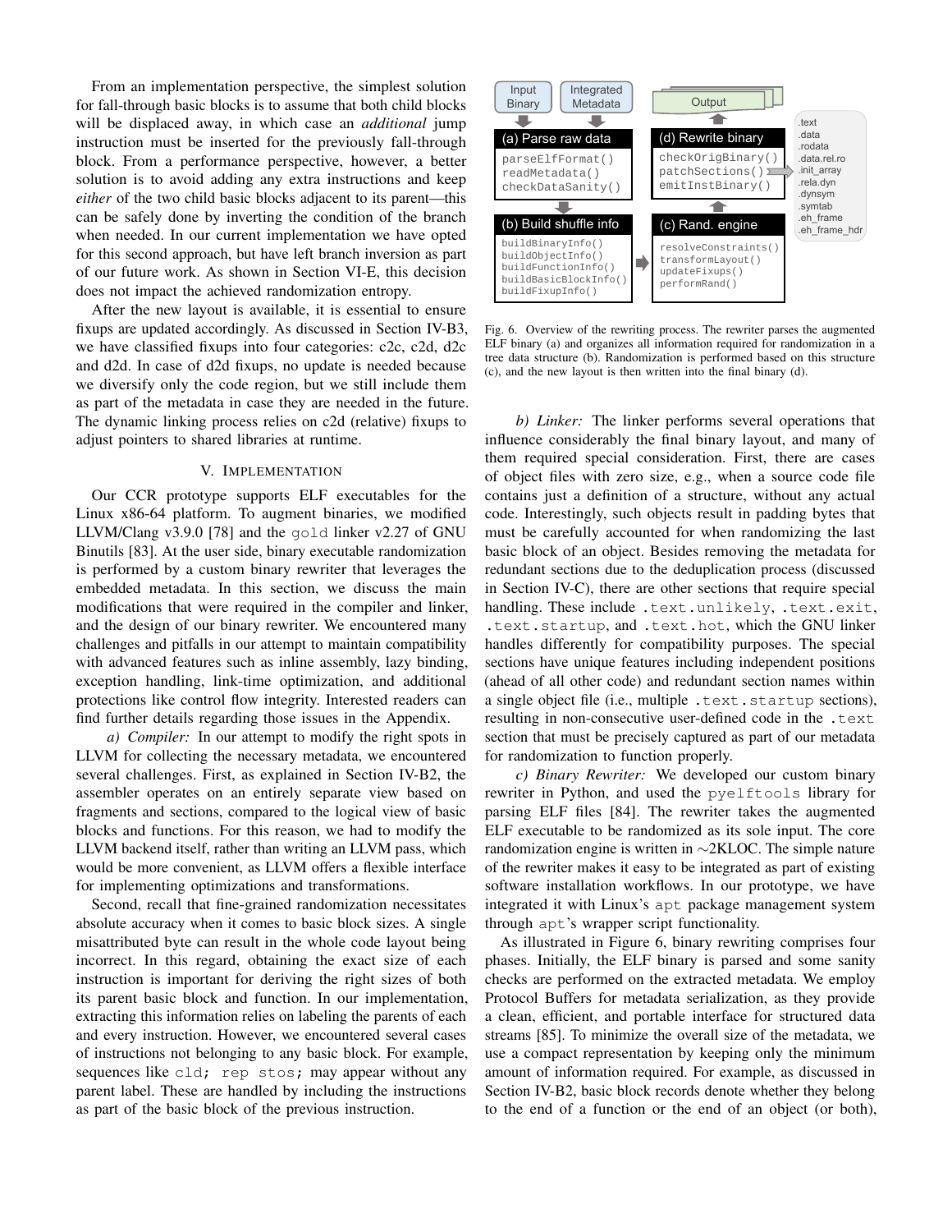From an implementation perspective, the simplest solution for fall-through basic blocks is to assume that both child blocks will be displaced away, in which case an *additional* jump instruction must be inserted for the previously fall-through block. From a performance perspective, however, a better solution is to avoid adding any extra instructions and keep *either* of the two child basic blocks adjacent to its parent—this can be safely done by inverting the condition of the branch when needed. In our current implementation we have opted for this second approach, but have left branch inversion as part of our future work. As shown in Section VI-E, this decision does not impact the achieved randomization entropy.

After the new layout is available, it is essential to ensure fixups are updated accordingly. As discussed in Section IV-B3, we have classified fixups into four categories: c2c, c2d, d2c and d2d. In case of d2d fixups, no update is needed because we diversify only the code region, but we still include them as part of the metadata in case they are needed in the future. The dynamic linking process relies on c2d (relative) fixups to adjust pointers to shared libraries at runtime.

## V. Implementation

Our CCR prototype supports ELF executables for the Linux x86-64 platform. To augment binaries, we modified LLVM/Clang v3.9.0 [78] and the `gold` linker v2.27 of GNU Binutils [83]. At the user side, binary executable randomization is performed by a custom binary rewriter that leverages the embedded metadata. In this section, we discuss the main modifications that were required in the compiler and linker, and the design of our binary rewriter. We encountered many challenges and pitfalls in our attempt to maintain compatibility with advanced features such as inline assembly, lazy binding, exception handling, link-time optimization, and additional protections like control flow integrity. Interested readers can find further details regarding those issues in the Appendix.

*a) Compiler:* In our attempt to modify the right spots in LLVM for collecting the necessary metadata, we encountered several challenges. First, as explained in Section IV-B2, the assembler operates on an entirely separate view based on fragments and sections, compared to the logical view of basic blocks and functions. For this reason, we had to modify the LLVM backend itself, rather than writing an LLVM pass, which would be more convenient, as LLVM offers a flexible interface for implementing optimizations and transformations.

Second, recall that fine-grained randomization necessitates absolute accuracy when it comes to basic block sizes. A single misattributed byte can result in the whole code layout being incorrect. In this regard, obtaining the exact size of each instruction is important for deriving the right sizes of both its parent basic block and function. In our implementation, extracting this information relies on labeling the parents of each and every instruction. However, we encountered several cases of instructions not belonging to any basic block. For example, sequences like `cld; rep stos;` may appear without any parent label. These are handled by including the instructions as part of the basic block of the previous instruction.

Input Binary
Integrated Metadata
(a) Parse raw data
parseElfFormat()
readMetadata()
checkDataSanity()
(b) Build shuffle info
buildBinaryInfo()
buildObjectInfo()
buildFunctionInfo()
buildBasicBlockInfo()
buildFixupInfo()
(c) Rand. engine
resolveConstraints()
transformLayout()
updateFixups()
performRand()
(d) Rewrite binary
checkOrigBinary()
patchSections()
emitInstBinary()
Output
.text
.data
.rodata
.data.rel.ro
.init_array
.rela.dyn
.dynsym
.symtab
.eh_frame
.eh_frame_hdr

Fig. 6. Overview of the rewriting process. The rewriter parses the augmented ELF binary (a) and organizes all information required for randomization in a tree data structure (b). Randomization is performed based on this structure (c), and the new layout is then written into the final binary (d).

*b) Linker:* The linker performs several operations that influence considerably the final binary layout, and many of them required special consideration. First, there are cases of object files with zero size, e.g., when a source code file contains just a definition of a structure, without any actual code. Interestingly, such objects result in padding bytes that must be carefully accounted for when randomizing the last basic block of an object. Besides removing the metadata for redundant sections due to the deduplication process (discussed in Section IV-C), there are other sections that require special handling. These include `.text.unlikely`, `.text.exit`, `.text.startup`, and `.text.hot`, which the GNU linker handles differently for compatibility purposes. The special sections have unique features including independent positions (ahead of all other code) and redundant section names within a single object file (i.e., multiple `.text.startup` sections), resulting in non-consecutive user-defined code in the `.text` section that must be precisely captured as part of our metadata for randomization to function properly.

*c) Binary Rewriter:* We developed our custom binary rewriter in Python, and used the `pyelftools` library for parsing ELF files [84]. The rewriter takes the augmented ELF executable to be randomized as its sole input. The core randomization engine is written in ∼2KLOC. The simple nature of the rewriter makes it easy to be integrated as part of existing software installation workflows. In our prototype, we have integrated it with Linux's `apt` package management system through `apt`'s wrapper script functionality.

As illustrated in Figure 6, binary rewriting comprises four phases. Initially, the ELF binary is parsed and some sanity checks are performed on the extracted metadata. We employ Protocol Buffers for metadata serialization, as they provide a clean, efficient, and portable interface for structured data streams [85]. To minimize the overall size of the metadata, we use a compact representation by keeping only the minimum amount of information required. For example, as discussed in Section IV-B2, basic block records denote whether they belong to the end of a function or the end of an object (or both),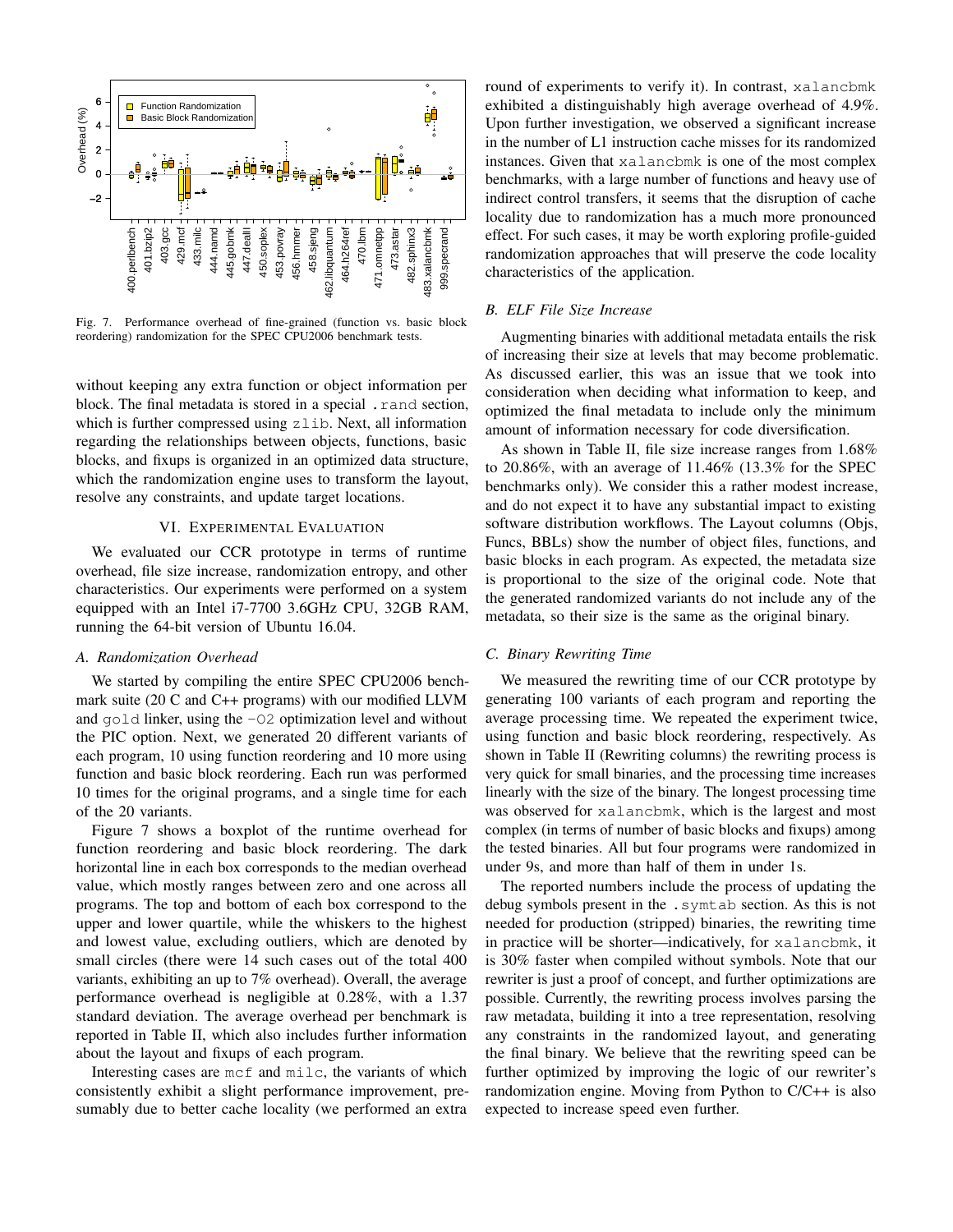Fig. 7. Performance overhead of fine-grained (function vs. basic block reordering) randomization for the SPEC CPU2006 benchmark tests.

without keeping any extra function or object information per block. The final metadata is stored in a special `.rand` section, which is further compressed using `zlib`. Next, all information regarding the relationships between objects, functions, basic blocks, and fixups is organized in an optimized data structure, which the randomization engine uses to transform the layout, resolve any constraints, and update target locations.

## VI. Experimental Evaluation

We evaluated our CCR prototype in terms of runtime overhead, file size increase, randomization entropy, and other characteristics. Our experiments were performed on a system equipped with an Intel i7-7700 3.6GHz CPU, 32GB RAM, running the 64-bit version of Ubuntu 16.04.

### A. Randomization Overhead

We started by compiling the entire SPEC CPU2006 benchmark suite (20 C and C++ programs) with our modified LLVM and `gold` linker, using the `-O2` optimization level and without the PIC option. Next, we generated 20 different variants of each program, 10 using function reordering and 10 more using function and basic block reordering. Each run was performed 10 times for the original programs, and a single time for each of the 20 variants.

Figure 7 shows a boxplot of the runtime overhead for function reordering and basic block reordering. The dark horizontal line in each box corresponds to the median overhead value, which mostly ranges between zero and one across all programs. The top and bottom of each box correspond to the upper and lower quartile, while the whiskers to the highest and lowest value, excluding outliers, which are denoted by small circles (there were 14 such cases out of the total 400 variants, exhibiting an up to 7% overhead). Overall, the average performance overhead is negligible at 0.28%, with a 1.37 standard deviation. The average overhead per benchmark is reported in Table II, which also includes further information about the layout and fixups of each program.

Interesting cases are `mcf` and `milc`, the variants of which consistently exhibit a slight performance improvement, presumably due to better cache locality (we performed an extra round of experiments to verify it). In contrast, `xalancbmk` exhibited a distinguishably high average overhead of 4.9%. Upon further investigation, we observed a significant increase in the number of L1 instruction cache misses for its randomized instances. Given that `xalancbmk` is one of the most complex benchmarks, with a large number of functions and heavy use of indirect control transfers, it seems that the disruption of cache locality due to randomization has a much more pronounced effect. For such cases, it may be worth exploring profile-guided randomization approaches that will preserve the code locality characteristics of the application.

### B. ELF File Size Increase

Augmenting binaries with additional metadata entails the risk of increasing their size at levels that may become problematic. As discussed earlier, this was an issue that we took into consideration when deciding what information to keep, and optimized the final metadata to include only the minimum amount of information necessary for code diversification.

As shown in Table II, file size increase ranges from 1.68% to 20.86%, with an average of 11.46% (13.3% for the SPEC benchmarks only). We consider this a rather modest increase, and do not expect it to have any substantial impact to existing software distribution workflows. The Layout columns (Objs, Funcs, BBLs) show the number of object files, functions, and basic blocks in each program. As expected, the metadata size is proportional to the size of the original code. Note that the generated randomized variants do not include any of the metadata, so their size is the same as the original binary.

### C. Binary Rewriting Time

We measured the rewriting time of our CCR prototype by generating 100 variants of each program and reporting the average processing time. We repeated the experiment twice, using function and basic block reordering, respectively. As shown in Table II (Rewriting columns) the rewriting process is very quick for small binaries, and the processing time increases linearly with the size of the binary. The longest processing time was observed for `xalancbmk`, which is the largest and most complex (in terms of number of basic blocks and fixups) among the tested binaries. All but four programs were randomized in under 9s, and more than half of them in under 1s.

The reported numbers include the process of updating the debug symbols present in the `.symtab` section. As this is not needed for production (stripped) binaries, the rewriting time in practice will be shorter—indicatively, for `xalancbmk`, it is 30% faster when compiled without symbols. Note that our rewriter is just a proof of concept, and further optimizations are possible. Currently, the rewriting process involves parsing the raw metadata, building it into a tree representation, resolving any constraints in the randomized layout, and generating the final binary. We believe that the rewriting speed can be further optimized by improving the logic of our rewriter's randomization engine. Moving from Python to C/C++ is also expected to increase speed even further.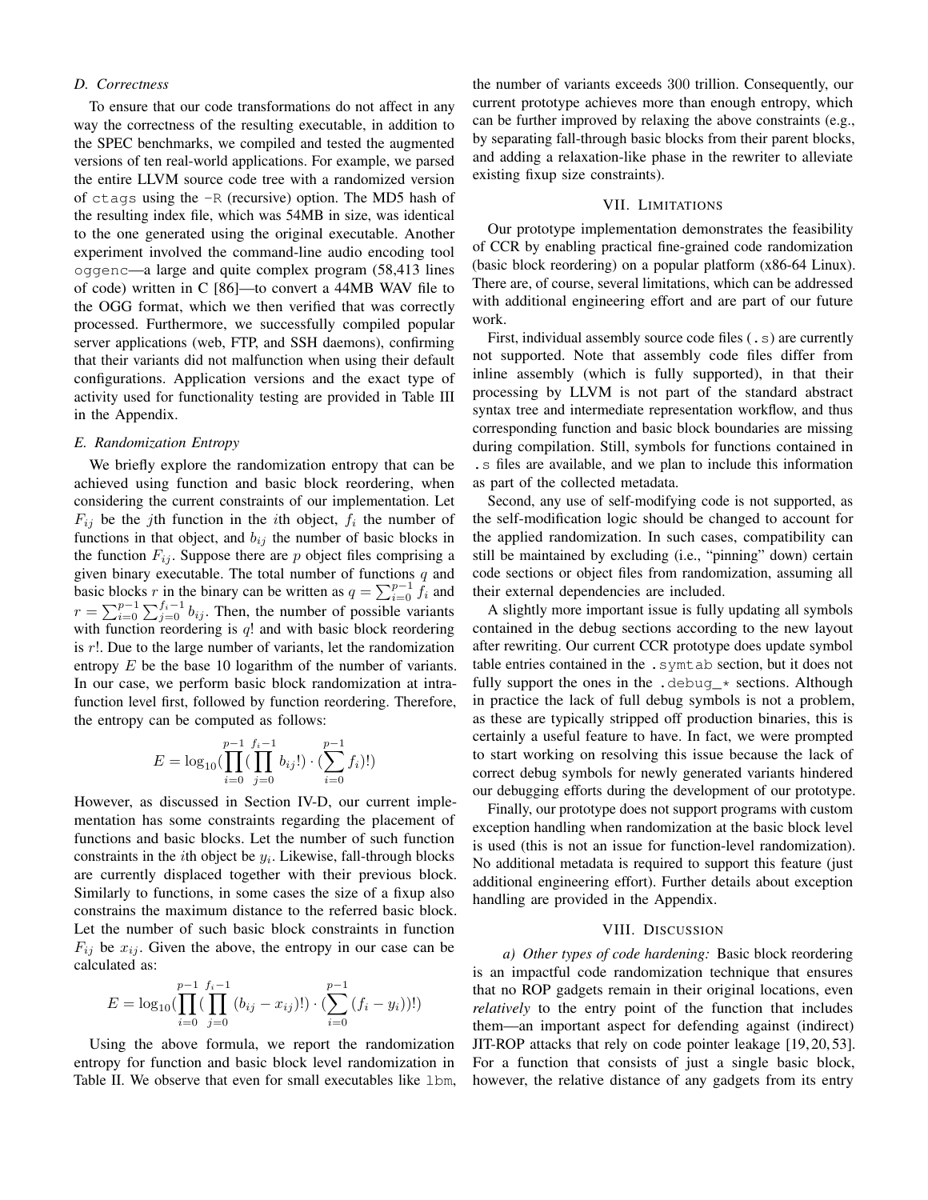### D. Correctness

To ensure that our code transformations do not affect in any way the correctness of the resulting executable, in addition to the SPEC benchmarks, we compiled and tested the augmented versions of ten real-world applications. For example, we parsed the entire LLVM source code tree with a randomized version of `ctags` using the `-R` (recursive) option. The MD5 hash of the resulting index file, which was 54MB in size, was identical to the one generated using the original executable. Another experiment involved the command-line audio encoding tool `oggenc`—a large and quite complex program (58,413 lines of code) written in C [86]—to convert a 44MB WAV file to the OGG format, which we then verified that was correctly processed. Furthermore, we successfully compiled popular server applications (web, FTP, and SSH daemons), confirming that their variants did not malfunction when using their default configurations. Application versions and the exact type of activity used for functionality testing are provided in Table III in the Appendix.

### E. Randomization Entropy

We briefly explore the randomization entropy that can be achieved using function and basic block reordering, when considering the current constraints of our implementation. Let $F_{ij}$ be the $j$th function in the $i$th object, $f_i$ the number of functions in that object, and $b_{ij}$ the number of basic blocks in the function $F_{ij}$. Suppose there are $p$ object files comprising a given binary executable. The total number of functions $q$ and basic blocks $r$ in the binary can be written as $q = \sum_{i=0}^{p-1} f_i$ and $r = \sum_{i=0}^{p-1} \sum_{j=0}^{f_i-1} b_{ij}$. Then, the number of possible variants with function reordering is $q!$ and with basic block reordering is $r!$. Due to the large number of variants, let the randomization entropy $E$ be the base 10 logarithm of the number of variants. In our case, we perform basic block randomization at intra-function level first, followed by function reordering. Therefore, the entropy can be computed as follows:

$$E = \log_{10}(\prod_{i=0}^{p-1}(\prod_{j=0}^{f_i-1} b_{ij}!) \cdot (\sum_{i=0}^{p-1} f_i)!)$$

However, as discussed in Section IV-D, our current implementation has some constraints regarding the placement of functions and basic blocks. Let the number of such function constraints in the $i$th object be $y_i$. Likewise, fall-through blocks are currently displaced together with their previous block. Similarly to functions, in some cases the size of a fixup also constrains the maximum distance to the referred basic block. Let the number of such basic block constraints in function $F_{ij}$ be $x_{ij}$. Given the above, the entropy in our case can be calculated as:

$$E = \log_{10}(\prod_{i=0}^{p-1}(\prod_{j=0}^{f_i-1} (b_{ij} - x_{ij})!) \cdot (\sum_{i=0}^{p-1} (f_i - y_i))!)$$

Using the above formula, we report the randomization entropy for function and basic block level randomization in Table II. We observe that even for small executables like `lbm`, the number of variants exceeds 300 trillion. Consequently, our current prototype achieves more than enough entropy, which can be further improved by relaxing the above constraints (e.g., by separating fall-through basic blocks from their parent blocks, and adding a relaxation-like phase in the rewriter to alleviate existing fixup size constraints).

## VII. Limitations

Our prototype implementation demonstrates the feasibility of CCR by enabling practical fine-grained code randomization (basic block reordering) on a popular platform (x86-64 Linux). There are, of course, several limitations, which can be addressed with additional engineering effort and are part of our future work.

First, individual assembly source code files (`.s`) are currently not supported. Note that assembly code files differ from inline assembly (which is fully supported), in that their processing by LLVM is not part of the standard abstract syntax tree and intermediate representation workflow, and thus corresponding function and basic block boundaries are missing during compilation. Still, symbols for functions contained in `.s` files are available, and we plan to include this information as part of the collected metadata.

Second, any use of self-modifying code is not supported, as the self-modification logic should be changed to account for the applied randomization. In such cases, compatibility can still be maintained by excluding (i.e., "pinning" down) certain code sections or object files from randomization, assuming all their external dependencies are included.

A slightly more important issue is fully updating all symbols contained in the debug sections according to the new layout after rewriting. Our current CCR prototype does update symbol table entries contained in the `.symtab` section, but it does not fully support the ones in the `.debug_*` sections. Although in practice the lack of full debug symbols is not a problem, as these are typically stripped off production binaries, this is certainly a useful feature to have. In fact, we were prompted to start working on resolving this issue because the lack of correct debug symbols for newly generated variants hindered our debugging efforts during the development of our prototype.

Finally, our prototype does not support programs with custom exception handling when randomization at the basic block level is used (this is not an issue for function-level randomization). No additional metadata is required to support this feature (just additional engineering effort). Further details about exception handling are provided in the Appendix.

## VIII. Discussion

*a) Other types of code hardening:* Basic block reordering is an impactful code randomization technique that ensures that no ROP gadgets remain in their original locations, even *relatively* to the entry point of the function that includes them—an important aspect for defending against (indirect) JIT-ROP attacks that rely on code pointer leakage [19, 20, 53]. For a function that consists of just a single basic block, however, the relative distance of any gadgets from its entry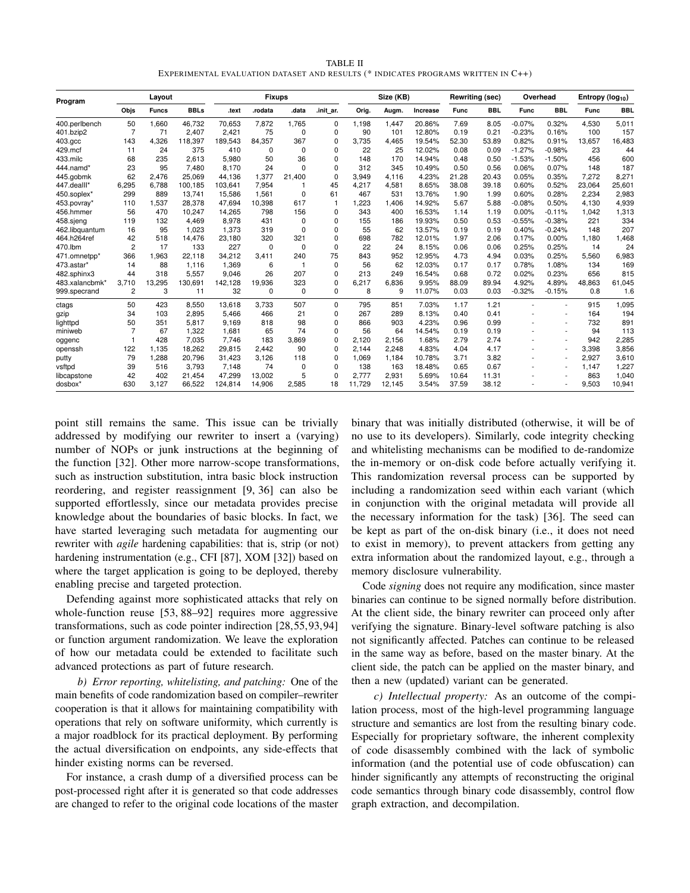TABLE II
EXPERIMENTAL EVALUATION DATASET AND RESULTS (* INDICATES PROGRAMS WRITTEN IN C++)

| Program | Layout | | | Fixups | | | | Size (KB) | | | Rewriting (sec) | | Overhead | | Entropy ($\log_{10}$) | |
|---|---|---|---|---|---|---|---|---|---|---|---|---|---|---|---|---|
| | Objs | Funcs | BBLs | .text | .rodata | .data | .init_ar. | Orig. | Augm. | Increase | Func | BBL | Func | BBL | Func | BBL |
| 400.perlbench | 50 | 1,660 | 46,732 | 70,653 | 7,872 | 1,765 | 0 | 1,198 | 1,447 | 20.86% | 7.69 | 8.05 | -0.07% | 0.32% | 4,530 | 5,011 |
| 401.bzip2 | 7 | 71 | 2,407 | 2,421 | 75 | 0 | 0 | 90 | 101 | 12.80% | 0.19 | 0.21 | -0.23% | 0.16% | 100 | 157 |
| 403.gcc | 143 | 4,326 | 118,397 | 189,543 | 84,357 | 367 | 0 | 3,735 | 4,465 | 19.54% | 52.30 | 53.89 | 0.82% | 0.91% | 13,657 | 16,483 |
| 429.mcf | 11 | 24 | 375 | 410 | 0 | 0 | 0 | 22 | 25 | 12.02% | 0.08 | 0.09 | -1.27% | -0.98% | 23 | 44 |
| 433.milc | 68 | 235 | 2,613 | 5,980 | 50 | 36 | 0 | 148 | 170 | 14.94% | 0.48 | 0.50 | -1.53% | -1.50% | 456 | 600 |
| 444.namd* | 23 | 95 | 7,480 | 8,170 | 24 | 0 | 0 | 312 | 345 | 10.49% | 0.50 | 0.56 | 0.06% | 0.07% | 148 | 187 |
| 445.gobmk | 62 | 2,476 | 25,069 | 44,136 | 1,377 | 21,400 | 0 | 3,949 | 4,116 | 4.23% | 21.28 | 20.43 | 0.05% | 0.35% | 7,272 | 8,271 |
| 447.dealII* | 6,295 | 6,788 | 100,185 | 103,641 | 7,954 | 1 | 45 | 4,217 | 4,581 | 8.65% | 38.08 | 39.18 | 0.60% | 0.52% | 23,064 | 25,601 |
| 450.soplex* | 299 | 889 | 13,741 | 15,586 | 1,561 | 0 | 61 | 467 | 531 | 13.76% | 1.90 | 1.99 | 0.60% | 0.28% | 2,234 | 2,983 |
| 453.povray* | 110 | 1,537 | 28,378 | 47,694 | 10,398 | 617 | 1 | 1,223 | 1,406 | 14.92% | 5.67 | 5.88 | -0.08% | 0.50% | 4,130 | 4,939 |
| 456.hmmer | 56 | 470 | 10,247 | 14,265 | 798 | 156 | 0 | 343 | 400 | 16.53% | 1.14 | 1.19 | 0.00% | -0.11% | 1,042 | 1,313 |
| 458.sjeng | 119 | 132 | 4,469 | 8,978 | 431 | 0 | 0 | 155 | 186 | 19.93% | 0.50 | 0.53 | -0.55% | -0.38% | 221 | 334 |
| 462.libquantum | 16 | 95 | 1,023 | 1,373 | 319 | 0 | 0 | 55 | 62 | 13.57% | 0.19 | 0.19 | 0.40% | -0.24% | 148 | 207 |
| 464.h264ref | 42 | 518 | 14,476 | 23,180 | 320 | 321 | 0 | 698 | 782 | 12.01% | 1.97 | 2.06 | 0.17% | 0.00% | 1,180 | 1,468 |
| 470.lbm | 2 | 17 | 133 | 227 | 0 | 0 | 0 | 22 | 24 | 8.15% | 0.06 | 0.06 | 0.25% | 0.25% | 14 | 24 |
| 471.omnetpp* | 366 | 1,963 | 22,118 | 34,212 | 3,411 | 240 | 75 | 843 | 952 | 12.95% | 4.73 | 4.94 | 0.03% | 0.25% | 5,560 | 6,983 |
| 473.astar* | 14 | 88 | 1,116 | 1,369 | 6 | 1 | 0 | 56 | 62 | 12.03% | 0.17 | 0.17 | 0.78% | 1.08% | 134 | 169 |
| 482.sphinx3 | 44 | 318 | 5,557 | 9,046 | 26 | 207 | 0 | 213 | 249 | 16.54% | 0.68 | 0.72 | 0.02% | 0.23% | 656 | 815 |
| 483.xalancbmk* | 3,710 | 13,295 | 130,691 | 142,128 | 19,936 | 323 | 0 | 6,217 | 6,836 | 9.95% | 88.09 | 89.94 | 4.92% | 4.89% | 48,863 | 61,045 |
| 999.specrand | 2 | 3 | 11 | 32 | 0 | 0 | 0 | 8 | 9 | 11.07% | 0.03 | 0.03 | -0.32% | -0.15% | 0.8 | 1.6 |
| ctags | 50 | 423 | 8,550 | 13,618 | 3,733 | 507 | 0 | 795 | 851 | 7.03% | 1.17 | 1.21 | - | - | 915 | 1,095 |
| gzip | 34 | 103 | 2,895 | 5,466 | 466 | 21 | 0 | 267 | 289 | 8.13% | 0.40 | 0.41 | - | - | 164 | 194 |
| lighttpd | 50 | 351 | 5,817 | 9,169 | 818 | 98 | 0 | 866 | 903 | 4.23% | 0.96 | 0.99 | - | - | 732 | 891 |
| miniweb | 7 | 67 | 1,322 | 1,681 | 65 | 74 | 0 | 56 | 64 | 14.54% | 0.19 | 0.19 | - | - | 94 | 113 |
| oggenc | 1 | 428 | 7,035 | 7,746 | 183 | 3,869 | 0 | 2,120 | 2,156 | 1.68% | 2.79 | 2.74 | - | - | 942 | 2,285 |
| openssh | 122 | 1,135 | 18,262 | 29,815 | 2,442 | 90 | 0 | 2,144 | 2,248 | 4.83% | 4.04 | 4.17 | - | - | 3,398 | 3,856 |
| putty | 79 | 1,288 | 20,796 | 31,423 | 3,126 | 118 | 0 | 1,069 | 1,184 | 10.78% | 3.71 | 3.82 | - | - | 2,927 | 3,610 |
| vsftpd | 39 | 516 | 3,793 | 7,148 | 74 | 0 | 0 | 138 | 163 | 18.48% | 0.65 | 0.67 | - | - | 1,147 | 1,227 |
| libcapstone | 42 | 402 | 21,454 | 47,299 | 13,002 | 5 | 0 | 2,777 | 2,931 | 5.69% | 10.64 | 11.31 | - | - | 863 | 1,040 |
| dosbox* | 630 | 3,127 | 66,522 | 124,814 | 14,906 | 2,585 | 18 | 11,729 | 12,145 | 3.54% | 37.59 | 38.12 | - | - | 9,503 | 10,941 |

point still remains the same. This issue can be trivially addressed by modifying our rewriter to insert a (varying) number of NOPs or junk instructions at the beginning of the function [32]. Other more narrow-scope transformations, such as instruction substitution, intra basic block instruction reordering, and register reassignment [9, 36] can also be supported effortlessly, since our metadata provides precise knowledge about the boundaries of basic blocks. In fact, we have started leveraging such metadata for augmenting our rewriter with *agile* hardening capabilities: that is, strip (or not) hardening instrumentation (e.g., CFI [87], XOM [32]) based on where the target application is going to be deployed, thereby enabling precise and targeted protection.

Defending against more sophisticated attacks that rely on whole-function reuse [53, 88–92] requires more aggressive transformations, such as code pointer indirection [28,55,93,94] or function argument randomization. We leave the exploration of how our metadata could be extended to facilitate such advanced protections as part of future research.

*b) Error reporting, whitelisting, and patching:* One of the main benefits of code randomization based on compiler–rewriter cooperation is that it allows for maintaining compatibility with operations that rely on software uniformity, which currently is a major roadblock for its practical deployment. By performing the actual diversification on endpoints, any side-effects that hinder existing norms can be reversed.

For instance, a crash dump of a diversified process can be post-processed right after it is generated so that code addresses are changed to refer to the original code locations of the master binary that was initially distributed (otherwise, it will be of no use to its developers). Similarly, code integrity checking and whitelisting mechanisms can be modified to de-randomize the in-memory or on-disk code before actually verifying it. This randomization reversal process can be supported by including a randomization seed within each variant (which in conjunction with the original metadata will provide all the necessary information for the task) [36]. The seed can be kept as part of the on-disk binary (i.e., it does not need to exist in memory), to prevent attackers from getting any extra information about the randomized layout, e.g., through a memory disclosure vulnerability.

Code *signing* does not require any modification, since master binaries can continue to be signed normally before distribution. At the client side, the binary rewriter can proceed only after verifying the signature. Binary-level software patching is also not significantly affected. Patches can continue to be released in the same way as before, based on the master binary. At the client side, the patch can be applied on the master binary, and then a new (updated) variant can be generated.

*c) Intellectual property:* As an outcome of the compilation process, most of the high-level programming language structure and semantics are lost from the resulting binary code. Especially for proprietary software, the inherent complexity of code disassembly combined with the lack of symbolic information (and the potential use of code obfuscation) can hinder significantly any attempts of reconstructing the original code semantics through binary code disassembly, control flow graph extraction, and decompilation.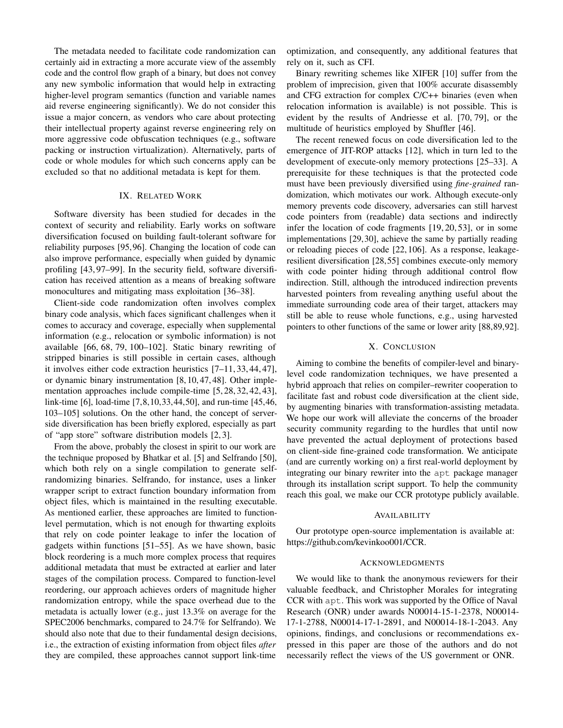The metadata needed to facilitate code randomization can certainly aid in extracting a more accurate view of the assembly code and the control flow graph of a binary, but does not convey any new symbolic information that would help in extracting higher-level program semantics (function and variable names aid reverse engineering significantly). We do not consider this issue a major concern, as vendors who care about protecting their intellectual property against reverse engineering rely on more aggressive code obfuscation techniques (e.g., software packing or instruction virtualization). Alternatively, parts of code or whole modules for which such concerns apply can be excluded so that no additional metadata is kept for them.

## IX. Related Work

Software diversity has been studied for decades in the context of security and reliability. Early works on software diversification focused on building fault-tolerant software for reliability purposes [95,96]. Changing the location of code can also improve performance, especially when guided by dynamic profiling [43,97–99]. In the security field, software diversification has received attention as a means of breaking software monocultures and mitigating mass exploitation [36–38].

Client-side code randomization often involves complex binary code analysis, which faces significant challenges when it comes to accuracy and coverage, especially when supplemental information (e.g., relocation or symbolic information) is not available [66, 68, 79, 100–102]. Static binary rewriting of stripped binaries is still possible in certain cases, although it involves either code extraction heuristics [7–11, 33, 44, 47], or dynamic binary instrumentation [8, 10, 47, 48]. Other implementation approaches include compile-time [5, 28, 32, 42, 43], link-time [6], load-time [7,8,10,33,44,50], and run-time [45,46, 103–105] solutions. On the other hand, the concept of server-side diversification has been briefly explored, especially as part of "app store" software distribution models [2, 3].

From the above, probably the closest in spirit to our work are the technique proposed by Bhatkar et al. [5] and Selfrando [50], which both rely on a single compilation to generate self-randomizing binaries. Selfrando, for instance, uses a linker wrapper script to extract function boundary information from object files, which is maintained in the resulting executable. As mentioned earlier, these approaches are limited to function-level permutation, which is not enough for thwarting exploits that rely on code pointer leakage to infer the location of gadgets within functions [51–55]. As we have shown, basic block reordering is a much more complex process that requires additional metadata that must be extracted at earlier and later stages of the compilation process. Compared to function-level reordering, our approach achieves orders of magnitude higher randomization entropy, while the space overhead due to the metadata is actually lower (e.g., just 13.3% on average for the SPEC2006 benchmarks, compared to 24.7% for Selfrando). We should also note that due to their fundamental design decisions, i.e., the extraction of existing information from object files *after* they are compiled, these approaches cannot support link-time optimization, and consequently, any additional features that rely on it, such as CFI.

Binary rewriting schemes like XIFER [10] suffer from the problem of imprecision, given that 100% accurate disassembly and CFG extraction for complex C/C++ binaries (even when relocation information is available) is not possible. This is evident by the results of Andriesse et al. [70, 79], or the multitude of heuristics employed by Shuffler [46].

The recent renewed focus on code diversification led to the emergence of JIT-ROP attacks [12], which in turn led to the development of execute-only memory protections [25–33]. A prerequisite for these techniques is that the protected code must have been previously diversified using *fine-grained* randomization, which motivates our work. Although execute-only memory prevents code discovery, adversaries can still harvest code pointers from (readable) data sections and indirectly infer the location of code fragments [19, 20, 53], or in some implementations [29,30], achieve the same by partially reading or reloading pieces of code [22, 106]. As a response, leakage-resilient diversification [28,55] combines execute-only memory with code pointer hiding through additional control flow indirection. Still, although the introduced indirection prevents harvested pointers from revealing anything useful about the immediate surrounding code area of their target, attackers may still be able to reuse whole functions, e.g., using harvested pointers to other functions of the same or lower arity [88,89,92].

## X. Conclusion

Aiming to combine the benefits of compiler-level and binary-level code randomization techniques, we have presented a hybrid approach that relies on compiler–rewriter cooperation to facilitate fast and robust code diversification at the client side, by augmenting binaries with transformation-assisting metadata. We hope our work will alleviate the concerns of the broader security community regarding to the hurdles that until now have prevented the actual deployment of protections based on client-side fine-grained code transformation. We anticipate (and are currently working on) a first real-world deployment by integrating our binary rewriter into the `apt` package manager through its installation script support. To help the community reach this goal, we make our CCR prototype publicly available.

## Availability

Our prototype open-source implementation is available at: https://github.com/kevinkoo001/CCR.

## Acknowledgments

We would like to thank the anonymous reviewers for their valuable feedback, and Christopher Morales for integrating CCR with `apt`. This work was supported by the Office of Naval Research (ONR) under awards N00014-15-1-2378, N00014-17-1-2788, N00014-17-1-2891, and N00014-18-1-2043. Any opinions, findings, and conclusions or recommendations expressed in this paper are those of the authors and do not necessarily reflect the views of the US government or ONR.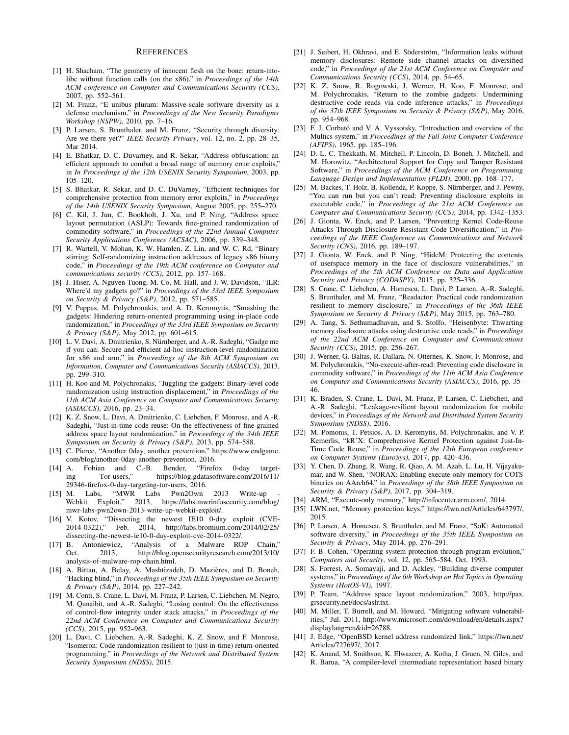## REFERENCES

[1] H. Shacham, "The geometry of innocent flesh on the bone: return-into-libc without function calls (on the x86)," in *Proceedings of the 14th ACM conference on Computer and Communications Security (CCS)*, 2007, pp. 552–561.

[2] M. Franz, "E unibus pluram: Massive-scale software diversity as a defense mechanism," in *Proceedings of the New Security Paradigms Workshop (NSPW)*, 2010, pp. 7–16.

[3] P. Larsen, S. Brunthaler, and M. Franz, "Security through diversity: Are we there yet?" *IEEE Security Privacy*, vol. 12, no. 2, pp. 28–35, Mar 2014.

[4] E. Bhatkar, D. C. Duvarney, and R. Sekar, "Address obfuscation: an efficient approach to combat a broad range of memory error exploits," in *In Proceedings of the 12th USENIX Security Symposium*, 2003, pp. 105–120.

[5] S. Bhatkar, R. Sekar, and D. C. DuVarney, "Efficient techniques for comprehensive protection from memory error exploits," in *Proceedings of the 14th USENIX Security Symposium*, August 2005, pp. 255–270.

[6] C. Kil, J. Jun, C. Bookholt, J. Xu, and P. Ning, "Address space layout permutation (ASLP): Towards fine-grained randomization of commodity software," in *Proceedings of the 22nd Annual Computer Security Applications Conference (ACSAC)*, 2006, pp. 339–348.

[7] R. Wartell, V. Mohan, K. W. Hamlen, Z. Lin, and W. C. Rd, "Binary stirring: Self-randomizing instruction addresses of legacy x86 binary code," in *Proceedings of the 19th ACM conference on Computer and communications security (CCS)*, 2012, pp. 157–168.

[8] J. Hiser, A. Nguyen-Tuong, M. Co, M. Hall, and J. W. Davidson, "ILR: Where'd my gadgets go?" in *Proceedings of the 33rd IEEE Symposium on Security & Privacy (S&P)*, 2012, pp. 571–585.

[9] V. Pappas, M. Polychronakis, and A. D. Keromytis, "Smashing the gadgets: Hindering return-oriented programming using in-place code randomization," in *Proceedings of the 33rd IEEE Symposium on Security & Privacy (S&P)*, May 2012, pp. 601–615.

[10] L. V. Davi, A. Dmitrienko, S. Nürnberger, and A.-R. Sadeghi, "Gadge me if you can: Secure and efficient ad-hoc instruction-level randomization for x86 and arm," in *Proceedings of the 8th ACM Symposium on Information, Computer and Communications Security (ASIACCS)*, 2013, pp. 299–310.

[11] H. Koo and M. Polychronakis, "Juggling the gadgets: Binary-level code randomization using instruction displacement," in *Proceedings of the 11th ACM Asia Conference on Computer and Communications Security (ASIACCS)*, 2016, pp. 23–34.

[12] K. Z. Snow, L. Davi, A. Dmitrienko, C. Liebchen, F. Monrose, and A.-R. Sadeghi, "Just-in-time code reuse: On the effectiveness of fine-grained address space layout randomization," in *Proceedings of the 34th IEEE Symposium on Security & Privacy (S&P)*, 2013, pp. 574–588.

[13] C. Pierce, "Another 0day, another prevention," https://www.endgame.com/blog/another-0day-another-prevention, 2016.

[14] A. Fobian and C.-B. Bender, "Firefox 0-day targeting Tor-users," https://blog.gdatasoftware.com/2016/11/29346-firefox-0-day-targeting-tor-users, 2016.

[15] M. Labs, "MWR Labs Pwn2Own 2013 Write-up - Webkit Exploit," 2013, https://labs.mwrinfosecurity.com/blog/mwr-labs-pwn2own-2013-write-up-webkit-exploit/.

[16] V. Kotov, "Dissecting the newest IE10 0-day exploit (CVE-2014-0322)," Feb. 2014, http://labs.bromium.com/2014/02/25/dissecting-the-newest-ie10-0-day-exploit-cve-2014-0322/.

[17] B. Antoniewicz, "Analysis of a Malware ROP Chain," Oct. 2013, http://blog.opensecurityresearch.com/2013/10/analysis-of-malware-rop-chain.html.

[18] A. Bittau, A. Belay, A. Mashtizadeh, D. Mazières, and D. Boneh, "Hacking blind," in *Proceedings of the 35th IEEE Symposium on Security & Privacy (S&P)*, 2014, pp. 227–242.

[19] M. Conti, S. Crane, L. Davi, M. Franz, P. Larsen, C. Liebchen, M. Negro, M. Qunaibit, and A.-R. Sadeghi, "Losing control: On the effectiveness of control-flow integrity under stack attacks," in *Proceedings of the 22nd ACM Conference on Computer and Communications Security (CCS)*, 2015, pp. 952–963.

[20] L. Davi, C. Liebchen, A.-R. Sadeghi, K. Z. Snow, and F. Monrose, "Isomeron: Code randomization resilient to (just-in-time) return-oriented programming," in *Proceedings of the Network and Distributed System Security Symposium (NDSS)*, 2015.

[21] J. Seibert, H. Okhravi, and E. Söderström, "Information leaks without memory disclosures: Remote side channel attacks on diversified code," in *Proceedings of the 21st ACM Conference on Computer and Communications Security (CCS)*, 2014, pp. 54–65.

[22] K. Z. Snow, R. Rogowski, J. Werner, H. Koo, F. Monrose, and M. Polychronakis, "Return to the zombie gadgets: Undermining destructive code reads via code inference attacks," in *Proceedings of the 37th IEEE Symposium on Security & Privacy (S&P)*, May 2016, pp. 954–968.

[23] F. J. Corbató and V. A. Vyssotsky, "Introduction and overview of the Multics system," in *Proceedings of the Fall Joint Computer Conference (AFIPS)*, 1965, pp. 185–196.

[24] D. L. C. Thekkath, M. Mitchell, P. Lincoln, D. Boneh, J. Mitchell, and M. Horowitz, "Architectural Support for Copy and Tamper Resistant Software," in *Proceedings of the ACM Conference on Programming Language Design and Implementation (PLDI)*, 2000, pp. 168–177.

[25] M. Backes, T. Holz, B. Kollenda, P. Koppe, S. Nürnberger, and J. Pewny, "You can run but you can't read: Preventing disclosure exploits in executable code," in *Proceedings of the 21st ACM Conference on Computer and Communications Security (CCS)*, 2014, pp. 1342–1353.

[26] J. Gionta, W. Enck, and P. Larsen, "Preventing Kernel Code-Reuse Attacks Through Disclosure Resistant Code Diversification," in *Proceedings of the IEEE Conference on Communications and Network Security (CNS)*, 2016, pp. 189–197.

[27] J. Gionta, W. Enck, and P. Ning, "HideM: Protecting the contents of userspace memory in the face of disclosure vulnerabilities," in *Proceedings of the 5th ACM Conference on Data and Application Security and Privacy (CODASPY)*, 2015, pp. 325–336.

[28] S. Crane, C. Liebchen, A. Homescu, L. Davi, P. Larsen, A.-R. Sadeghi, S. Brunthaler, and M. Franz, "Readactor: Practical code randomization resilient to memory disclosure," in *Proceedings of the 36th IEEE Symposium on Security & Privacy (S&P)*, May 2015, pp. 763–780.

[29] A. Tang, S. Sethumadhavan, and S. Stolfo, "Heisenbyte: Thwarting memory disclosure attacks using destructive code reads," in *Proceedings of the 22nd ACM Conference on Computer and Communications Security (CCS)*, 2015, pp. 256–267.

[30] J. Werner, G. Baltas, R. Dallara, N. Otternes, K. Snow, F. Monrose, and M. Polychronakis, "No-execute-after-read: Preventing code disclosure in commodity software," in *Proceedings of the 11th ACM Asia Conference on Computer and Communications Security (ASIACCS)*, 2016, pp. 35–46.

[31] K. Braden, S. Crane, L. Davi, M. Franz, P. Larsen, C. Liebchen, and A.-R. Sadeghi, "Leakage-resilient layout randomization for mobile devices," in *Proceedings of the Network and Distributed System Security Symposium (NDSS)*, 2016.

[32] M. Pomonis, T. Petsios, A. D. Keromytis, M. Polychronakis, and V. P. Kemerlis, "kRˆX: Comprehensive Kernel Protection against Just-In-Time Code Reuse," in *Proceedings of the 12th European conference on Computer Systems (EuroSys)*, 2017, pp. 420–436.

[33] Y. Chen, D. Zhang, R. Wang, R. Qiao, A. M. Azab, L. Lu, H. Vijayakumar, and W. Shen, "NORAX: Enabling execute-only memory for COTS binaries on AArch64," in *Proceedings of the 38th IEEE Symposium on Security & Privacy (S&P)*, 2017, pp. 304–319.

[34] ARM, "Execute-only memory," http://infocenter.arm.com/, 2014.

[35] LWN.net, "Memory protection keys," https://lwn.net/Articles/643797/, 2015.

[36] P. Larsen, A. Homescu, S. Brunthaler, and M. Franz, "SoK: Automated software diversity," in *Proceedings of the 35th IEEE Symposium on Security & Privacy*, May 2014, pp. 276–291.

[37] F. B. Cohen, "Operating system protection through program evolution," *Computers and Security*, vol. 12, pp. 565–584, Oct. 1993.

[38] S. Forrest, A. Somayaji, and D. Ackley, "Building diverse computer systems," in *Proceedings of the 6th Workshop on Hot Topics in Operating Systems (HotOS-VI)*, 1997.

[39] P. Team, "Address space layout randomization," 2003, http://pax.grsecurity.net/docs/aslr.txt.

[40] M. Miller, T. Burrell, and M. Howard, "Mitigating software vulnerabilities," Jul. 2011, http://www.microsoft.com/download/en/details.aspx?displaylang=en&id=26788.

[41] J. Edge, "OpenBSD kernel address randomized link," https://lwn.net/Articles/727697/, 2017.

[42] K. Anand, M. Smithson, K. Elwazeer, A. Kotha, J. Gruen, N. Giles, and R. Barua, "A compiler-level intermediate representation based binary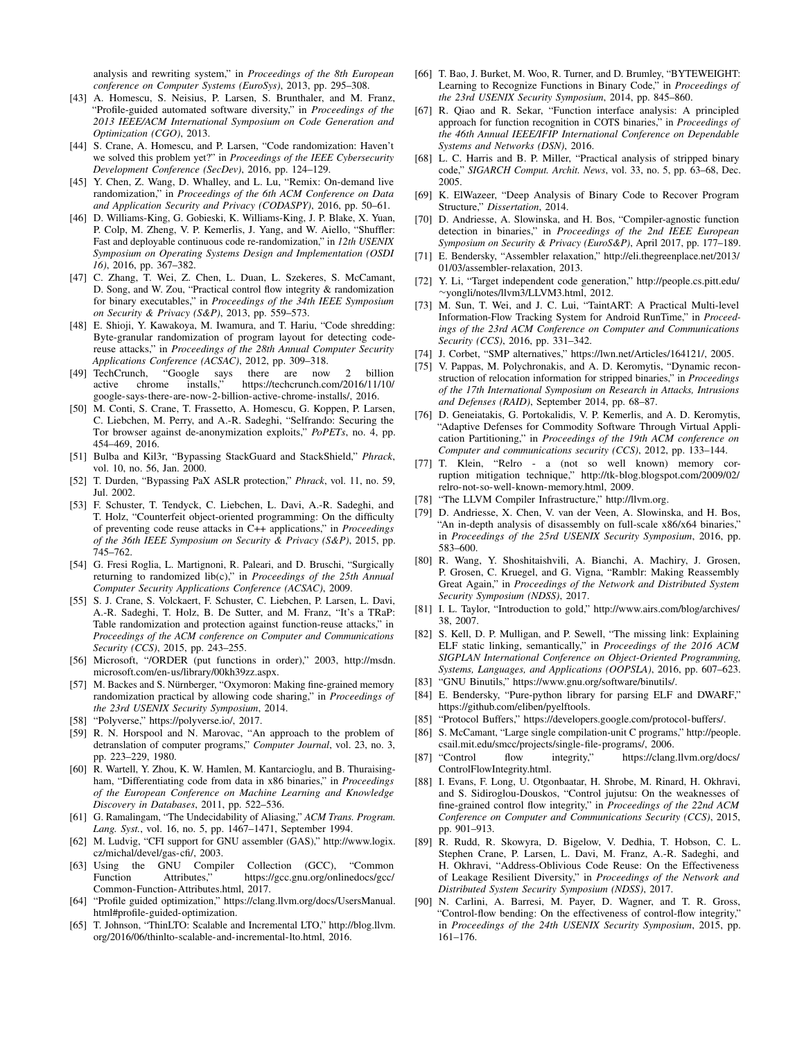analysis and rewriting system," in *Proceedings of the 8th European conference on Computer Systems (EuroSys)*, 2013, pp. 295–308.

[43] A. Homescu, S. Neisius, P. Larsen, S. Brunthaler, and M. Franz, "Profile-guided automated software diversity," in *Proceedings of the 2013 IEEE/ACM International Symposium on Code Generation and Optimization (CGO)*, 2013.

[44] S. Crane, A. Homescu, and P. Larsen, "Code randomization: Haven't we solved this problem yet?" in *Proceedings of the IEEE Cybersecurity Development Conference (SecDev)*, 2016, pp. 124–129.

[45] Y. Chen, Z. Wang, D. Whalley, and L. Lu, "Remix: On-demand live randomization," in *Proceedings of the 6th ACM Conference on Data and Application Security and Privacy (CODASPY)*, 2016, pp. 50–61.

[46] D. Williams-King, G. Gobieski, K. Williams-King, J. P. Blake, X. Yuan, P. Colp, M. Zheng, V. P. Kemerlis, J. Yang, and W. Aiello, "Shuffler: Fast and deployable continuous code re-randomization," in *12th USENIX Symposium on Operating Systems Design and Implementation (OSDI 16)*, 2016, pp. 367–382.

[47] C. Zhang, T. Wei, Z. Chen, L. Duan, L. Szekeres, S. McCamant, D. Song, and W. Zou, "Practical control flow integrity & randomization for binary executables," in *Proceedings of the 34th IEEE Symposium on Security & Privacy (S&P)*, 2013, pp. 559–573.

[48] E. Shioji, Y. Kawakoya, M. Iwamura, and T. Hariu, "Code shredding: Byte-granular randomization of program layout for detecting code-reuse attacks," in *Proceedings of the 28th Annual Computer Security Applications Conference (ACSAC)*, 2012, pp. 309–318.

[49] TechCrunch, "Google says there are now 2 billion active chrome installs," https://techcrunch.com/2016/11/10/google-says-there-are-now-2-billion-active-chrome-installs/, 2016.

[50] M. Conti, S. Crane, T. Frassetto, A. Homescu, G. Koppen, P. Larsen, C. Liebchen, M. Perry, and A.-R. Sadeghi, "Selfrando: Securing the Tor browser against de-anonymization exploits," *PoPETs*, no. 4, pp. 454–469, 2016.

[51] Bulba and Kil3r, "Bypassing StackGuard and StackShield," *Phrack*, vol. 10, no. 56, Jan. 2000.

[52] T. Durden, "Bypassing PaX ASLR protection," *Phrack*, vol. 11, no. 59, Jul. 2002.

[53] F. Schuster, T. Tendyck, C. Liebchen, L. Davi, A.-R. Sadeghi, and T. Holz, "Counterfeit object-oriented programming: On the difficulty of preventing code reuse attacks in C++ applications," in *Proceedings of the 36th IEEE Symposium on Security & Privacy (S&P)*, 2015, pp. 745–762.

[54] G. Fresi Roglia, L. Martignoni, R. Paleari, and D. Bruschi, "Surgically returning to randomized lib(c)," in *Proceedings of the 25th Annual Computer Security Applications Conference (ACSAC)*, 2009.

[55] S. J. Crane, S. Volckaert, F. Schuster, C. Liebchen, P. Larsen, L. Davi, A.-R. Sadeghi, T. Holz, B. De Sutter, and M. Franz, "It's a TRaP: Table randomization and protection against function-reuse attacks," in *Proceedings of the ACM conference on Computer and Communications Security (CCS)*, 2015, pp. 243–255.

[56] Microsoft, "/ORDER (put functions in order)," 2003, http://msdn.microsoft.com/en-us/library/00kh39zz.aspx.

[57] M. Backes and S. Nürnberger, "Oxymoron: Making fine-grained memory randomization practical by allowing code sharing," in *Proceedings of the 23rd USENIX Security Symposium*, 2014.

[58] "Polyverse," https://polyverse.io/, 2017.

[59] R. N. Horspool and N. Marovac, "An approach to the problem of detranslation of computer programs," *Computer Journal*, vol. 23, no. 3, pp. 223–229, 1980.

[60] R. Wartell, Y. Zhou, K. W. Hamlen, M. Kantarcioglu, and B. Thuraisingham, "Differentiating code from data in x86 binaries," in *Proceedings of the European Conference on Machine Learning and Knowledge Discovery in Databases*, 2011, pp. 522–536.

[61] G. Ramalingam, "The Undecidability of Aliasing," *ACM Trans. Program. Lang. Syst.*, vol. 16, no. 5, pp. 1467–1471, September 1994.

[62] M. Ludvig, "CFI support for GNU assembler (GAS)," http://www.logix.cz/michal/devel/gas-cfi/, 2003.

[63] Using the GNU Compiler Collection (GCC), "Common Function Attributes," https://gcc.gnu.org/onlinedocs/gcc/Common-Function-Attributes.html, 2017.

[64] "Profile guided optimization," https://clang.llvm.org/docs/UsersManual.html#profile-guided-optimization.

[65] T. Johnson, "ThinLTO: Scalable and Incremental LTO," http://blog.llvm.org/2016/06/thinlto-scalable-and-incremental-lto.html, 2016.

[66] T. Bao, J. Burket, M. Woo, R. Turner, and D. Brumley, "BYTEWEIGHT: Learning to Recognize Functions in Binary Code," in *Proceedings of the 23rd USENIX Security Symposium*, 2014, pp. 845–860.

[67] R. Qiao and R. Sekar, "Function interface analysis: A principled approach for function recognition in COTS binaries," in *Proceedings of the 46th Annual IEEE/IFIP International Conference on Dependable Systems and Networks (DSN)*, 2016.

[68] L. C. Harris and B. P. Miller, "Practical analysis of stripped binary code," *SIGARCH Comput. Archit. News*, vol. 33, no. 5, pp. 63–68, Dec. 2005.

[69] K. ElWazeer, "Deep Analysis of Binary Code to Recover Program Structure," *Dissertation*, 2014.

[70] D. Andriesse, A. Slowinska, and H. Bos, "Compiler-agnostic function detection in binaries," in *Proceedings of the 2nd IEEE European Symposium on Security & Privacy (EuroS&P)*, April 2017, pp. 177–189.

[71] E. Bendersky, "Assembler relaxation," http://eli.thegreenplace.net/2013/01/03/assembler-relaxation, 2013.

[72] Y. Li, "Target independent code generation," http://people.cs.pitt.edu/~yongli/notes/llvm3/LLVM3.html, 2012.

[73] M. Sun, T. Wei, and J. C. Lui, "TaintART: A Practical Multi-level Information-Flow Tracking System for Android RunTime," in *Proceedings of the 23rd ACM Conference on Computer and Communications Security (CCS)*, 2016, pp. 331–342.

[74] J. Corbet, "SMP alternatives," https://lwn.net/Articles/164121/, 2005.

[75] V. Pappas, M. Polychronakis, and A. D. Keromytis, "Dynamic reconstruction of relocation information for stripped binaries," in *Proceedings of the 17th International Symposium on Research in Attacks, Intrusions and Defenses (RAID)*, September 2014, pp. 68–87.

[76] D. Geneiatakis, G. Portokalidis, V. P. Kemerlis, and A. D. Keromytis, "Adaptive Defenses for Commodity Software Through Virtual Application Partitioning," in *Proceedings of the 19th ACM conference on Computer and communications security (CCS)*, 2012, pp. 133–144.

[77] T. Klein, "Relro - a (not so well known) memory corruption mitigation technique," http://tk-blog.blogspot.com/2009/02/relro-not-so-well-known-memory.html, 2009.

[78] "The LLVM Compiler Infrastructure," http://llvm.org.

[79] D. Andriesse, X. Chen, V. van der Veen, A. Slowinska, and H. Bos, "An in-depth analysis of disassembly on full-scale x86/x64 binaries," in *Proceedings of the 25rd USENIX Security Symposium*, 2016, pp. 583–600.

[80] R. Wang, Y. Shoshitaishvili, A. Bianchi, A. Machiry, J. Grosen, P. Grosen, C. Kruegel, and G. Vigna, "Ramblr: Making Reassembly Great Again," in *Proceedings of the Network and Distributed System Security Symposium (NDSS)*, 2017.

[81] I. L. Taylor, "Introduction to gold," http://www.airs.com/blog/archives/38, 2007.

[82] S. Kell, D. P. Mulligan, and P. Sewell, "The missing link: Explaining ELF static linking, semantically," in *Proceedings of the 2016 ACM SIGPLAN International Conference on Object-Oriented Programming, Systems, Languages, and Applications (OOPSLA)*, 2016, pp. 607–623.

[83] "GNU Binutils," https://www.gnu.org/software/binutils/.

[84] E. Bendersky, "Pure-python library for parsing ELF and DWARF," https://github.com/eliben/pyelftools.

[85] "Protocol Buffers," https://developers.google.com/protocol-buffers/.

[86] S. McCamant, "Large single compilation-unit C programs," http://people.csail.mit.edu/smcc/projects/single-file-programs/, 2006.

[87] "Control flow integrity," https://clang.llvm.org/docs/ControlFlowIntegrity.html.

[88] I. Evans, F. Long, U. Otgonbaatar, H. Shrobe, M. Rinard, H. Okhravi, and S. Sidiroglou-Douskos, "Control jujutsu: On the weaknesses of fine-grained control flow integrity," in *Proceedings of the 22nd ACM Conference on Computer and Communications Security (CCS)*, 2015, pp. 901–913.

[89] R. Rudd, R. Skowyra, D. Bigelow, V. Dedhia, T. Hobson, C. L. Stephen Crane, P. Larsen, L. Davi, M. Franz, A.-R. Sadeghi, and H. Okhravi, "Address-Oblivious Code Reuse: On the Effectiveness of Leakage Resilient Diversity," in *Proceedings of the Network and Distributed System Security Symposium (NDSS)*, 2017.

[90] N. Carlini, A. Barresi, M. Payer, D. Wagner, and T. R. Gross, "Control-flow bending: On the effectiveness of control-flow integrity," in *Proceedings of the 24th USENIX Security Symposium*, 2015, pp. 161–176.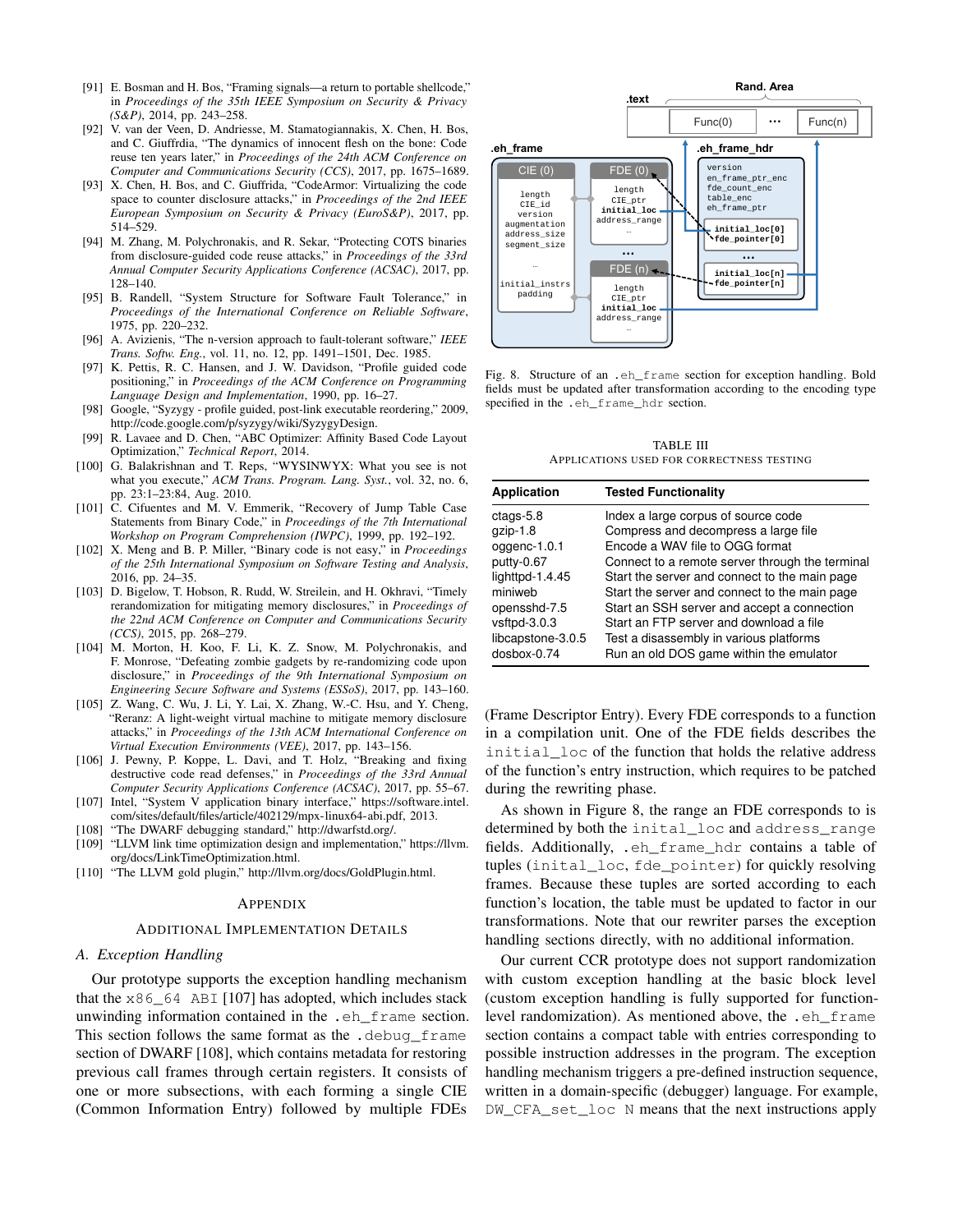[91] E. Bosman and H. Bos, "Framing signals—a return to portable shellcode," in *Proceedings of the 35th IEEE Symposium on Security & Privacy (S&P)*, 2014, pp. 243–258.

[92] V. van der Veen, D. Andriesse, M. Stamatogiannakis, X. Chen, H. Bos, and C. Giuffrdia, "The dynamics of innocent flesh on the bone: Code reuse ten years later," in *Proceedings of the 24th ACM Conference on Computer and Communications Security (CCS)*, 2017, pp. 1675–1689.

[93] X. Chen, H. Bos, and C. Giuffrida, "CodeArmor: Virtualizing the code space to counter disclosure attacks," in *Proceedings of the 2nd IEEE European Symposium on Security and Privacy (EuroS&P)*, 2017, pp. 514–529.

[94] M. Zhang, M. Polychronakis, and R. Sekar, "Protecting COTS binaries from disclosure-guided code reuse attacks," in *Proceedings of the 33rd Annual Computer Security Applications Conference (ACSAC)*, 2017, pp. 128–140.

[95] B. Randell, "System Structure for Software Fault Tolerance," in *Proceedings of the International Conference on Reliable Software*, 1975, pp. 220–232.

[96] A. Avizienis, "The n-version approach to fault-tolerant software," *IEEE Trans. Softw. Eng.*, vol. 11, no. 12, pp. 1491–1501, Dec. 1985.

[97] K. Pettis, R. C. Hansen, and J. W. Davidson, "Profile guided code positioning," in *Proceedings of the ACM Conference on Programming Language Design and Implementation*, 1990, pp. 16–27.

[98] Google, "Syzygy - profile guided, post-link executable reordering," 2009, http://code.google.com/p/syzygy/wiki/SyzygyDesign.

[99] R. Lavaee and D. Chen, "ABC Optimizer: Affinity Based Code Layout Optimization," *Technical Report*, 2014.

[100] G. Balakrishnan and T. Reps, "WYSINWYX: What you see is not what you execute," *ACM Trans. Program. Lang. Syst.*, vol. 32, no. 6, pp. 23:1–23:84, Aug. 2010.

[101] C. Cifuentes and M. V. Emmerik, "Recovery of Jump Table Case Statements from Binary Code," in *Proceedings of the 7th International Workshop on Program Comprehension (IWPC)*, 1999, pp. 192–192.

[102] X. Meng and B. P. Miller, "Binary code is not easy," in *Proceedings of the 25th International Symposium on Software Testing and Analysis*, 2016, pp. 24–35.

[103] D. Bigelow, T. Hobson, R. Rudd, W. Streilein, and H. Okhravi, "Timely rerandomization for mitigating memory disclosures," in *Proceedings of the 22nd ACM Conference on Computer and Communications Security (CCS)*, 2015, pp. 268–279.

[104] M. Morton, H. Koo, F. Li, K. Z. Snow, M. Polychronakis, and F. Monrose, "Defeating zombie gadgets by re-randomizing code upon disclosure," in *Proceedings of the 9th International Symposium on Engineering Secure Software and Systems (ESSoS)*, 2017, pp. 143–160.

[105] Z. Wang, C. Wu, J. Li, Y. Lai, X. Zhang, W.-C. Hsu, and Y. Cheng, "Reranz: A light-weight virtual machine to mitigate memory disclosure attacks," in *Proceedings of the 13th ACM International Conference on Virtual Execution Environments (VEE)*, 2017, pp. 143–156.

[106] J. Pewny, P. Koppe, L. Davi, and T. Holz, "Breaking and fixing destructive code read defenses," in *Proceedings of the 33rd Annual Computer Security Applications Conference (ACSAC)*, 2017, pp. 55–67.

[107] Intel, "System V application binary interface," https://software.intel.com/sites/default/files/article/402129/mpx-linux64-abi.pdf, 2013.

[108] "The DWARF debugging standard," http://dwarfstd.org/.

[109] "LLVM link time optimization design and implementation," https://llvm.org/docs/LinkTimeOptimization.html.

[110] "The LLVM gold plugin," http://llvm.org/docs/GoldPlugin.html.

# Appendix

## Additional Implementation Details

### A. Exception Handling

Our prototype supports the exception handling mechanism that the `x86_64 ABI` [107] has adopted, which includes stack unwinding information contained in the `.eh_frame` section. This section follows the same format as the `.debug_frame` section of DWARF [108], which contains metadata for restoring previous call frames through certain registers. It consists of one or more subsections, with each forming a single CIE (Common Information Entry) followed by multiple FDEs (Frame Descriptor Entry). Every FDE corresponds to a function in a compilation unit. One of the FDE fields describes the `initial_loc` of the function that holds the relative address of the function's entry instruction, which requires to be patched during the rewriting phase.

Fig. 8. Structure of an `.eh_frame` section for exception handling. Bold fields must be updated after transformation according to the encoding type specified in the `.eh_frame_hdr` section.

As shown in Figure 8, the range an FDE corresponds to is determined by both the `inital_loc` and `address_range` fields. Additionally, `.eh_frame_hdr` contains a table of tuples (`inital_loc`, `fde_pointer`) for quickly resolving frames. Because these tuples are sorted according to each function's location, the table must be updated to factor in our transformations. Note that our rewriter parses the exception handling sections directly, with no additional information.

Our current CCR prototype does not support randomization with custom exception handling at the basic block level (custom exception handling is fully supported for function-level randomization). As mentioned above, the `.eh_frame` section contains a compact table with entries corresponding to possible instruction addresses in the program. The exception handling mechanism triggers a pre-defined instruction sequence, written in a domain-specific (debugger) language. For example, `DW_CFA_set_loc N` means that the next instructions apply

TABLE III
Applications used for correctness testing

| Application | Tested Functionality |
|---|---|
| ctags-5.8 | Index a large corpus of source code |
| gzip-1.8 | Compress and decompress a large file |
| oggenc-1.0.1 | Encode a WAV file to OGG format |
| putty-0.67 | Connect to a remote server through the terminal |
| lighttpd-1.4.45 | Start the server and connect to the main page |
| miniweb | Start the server and connect to the main page |
| openssh-7.5 | Start an SSH server and accept a connection |
| vsftpd-3.0.3 | Start an FTP server and download a file |
| libcapstone-3.0.5 | Test a disassembly in various platforms |
| dosbox-0.74 | Run an old DOS game within the emulator |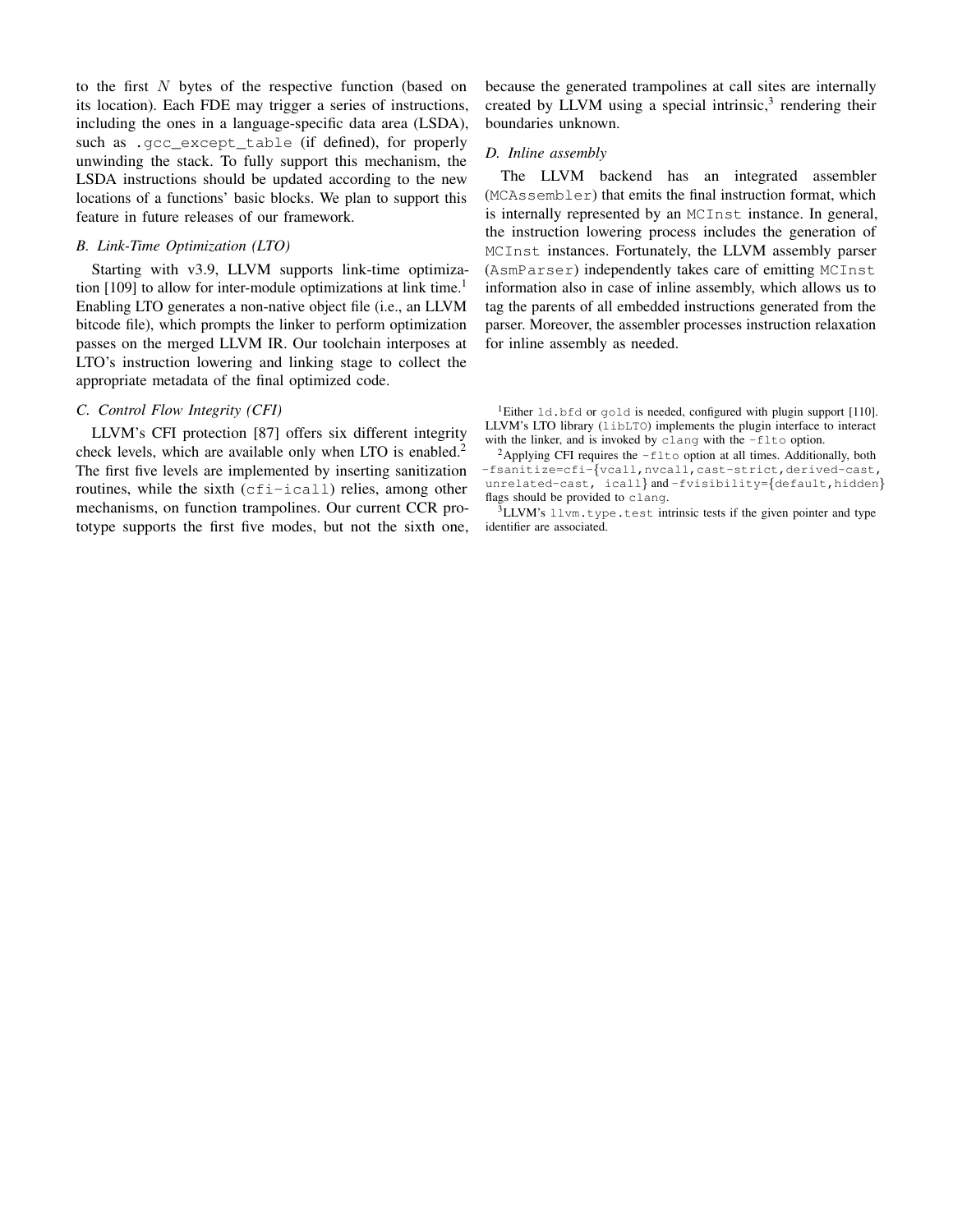to the first $N$ bytes of the respective function (based on its location). Each FDE may trigger a series of instructions, including the ones in a language-specific data area (LSDA), such as `.gcc_except_table` (if defined), for properly unwinding the stack. To fully support this mechanism, the LSDA instructions should be updated according to the new locations of a functions' basic blocks. We plan to support this feature in future releases of our framework.

### B. Link-Time Optimization (LTO)

Starting with v3.9, LLVM supports link-time optimization [109] to allow for inter-module optimizations at link time.[1] Enabling LTO generates a non-native object file (i.e., an LLVM bitcode file), which prompts the linker to perform optimization passes on the merged LLVM IR. Our toolchain interposes at LTO's instruction lowering and linking stage to collect the appropriate metadata of the final optimized code.

### C. Control Flow Integrity (CFI)

LLVM's CFI protection [87] offers six different integrity check levels, which are available only when LTO is enabled.[2] The first five levels are implemented by inserting sanitization routines, while the sixth (`cfi-icall`) relies, among other mechanisms, on function trampolines. Our current CCR prototype supports the first five modes, but not the sixth one, because the generated trampolines at call sites are internally created by LLVM using a special intrinsic,[3] rendering their boundaries unknown.

### D. Inline assembly

The LLVM backend has an integrated assembler (`MCAssembler`) that emits the final instruction format, which is internally represented by an `MCInst` instance. In general, the instruction lowering process includes the generation of `MCInst` instances. Fortunately, the LLVM assembly parser (`AsmParser`) independently takes care of emitting `MCInst` information also in case of inline assembly, which allows us to tag the parents of all embedded instructions generated from the parser. Moreover, the assembler processes instruction relaxation for inline assembly as needed.

[1] Either `ld.bfd` or `gold` is needed, configured with plugin support [110]. LLVM's LTO library (`libLTO`) implements the plugin interface to interact with the linker, and is invoked by `clang` with the `-flto` option.

[2] Applying CFI requires the `-flto` option at all times. Additionally, both `-fsanitize=cfi-{vcall,nvcall,cast-strict,derived-cast, unrelated-cast, icall}` and `-fvisibility={default,hidden}` flags should be provided to `clang`.

[3] LLVM's `llvm.type.test` intrinsic tests if the given pointer and type identifier are associated.